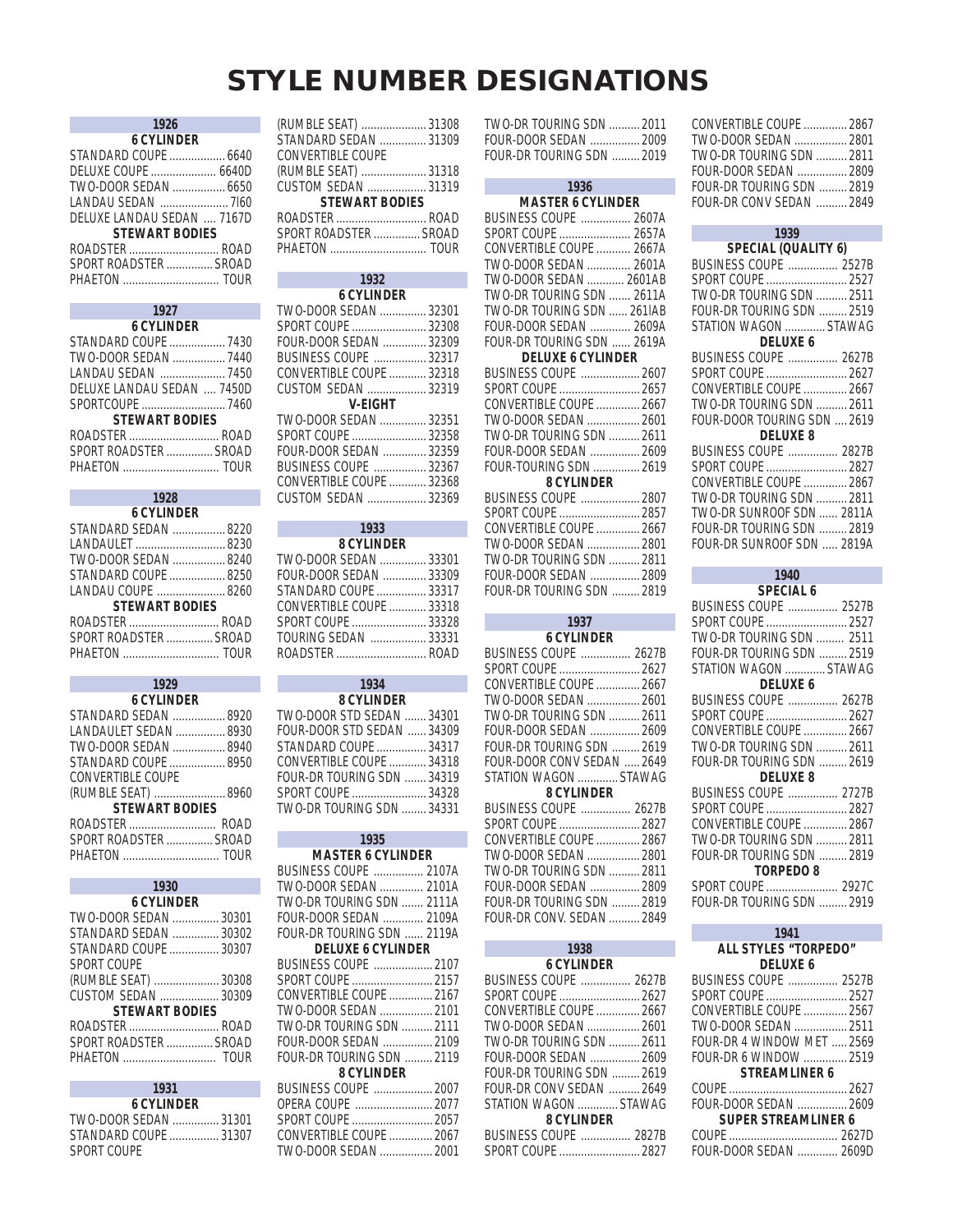# STYLE NUMBER DESIGNATIONS

## 1926

**6 CYLINDER**

STANDARD COUPE .................. 6640
DELUXE COUPE ..................... 6640D
TWO-DOOR SEDAN ................. 6650
LANDAU SEDAN ...................... 7160
DELUXE LANDAU SEDAN .... 7167D

**STEWART BODIES**

ROADSTER ............................. ROAD
SPORT ROADSTER ............... SROAD
PHAETON ............................... TOUR

## 1927

**6 CYLINDER**

STANDARD COUPE .................. 7430
TWO-DOOR SEDAN ................. 7440
LANDAU SEDAN ...................... 7450
DELUXE LANDAU SEDAN .... 7450D
SPORTCOUPE ........................... 7460

**STEWART BODIES**

ROADSTER ............................. ROAD
SPORT ROADSTER ............... SROAD
PHAETON ............................... TOUR

## 1928

**6 CYLINDER**

STANDARD SEDAN ................. 8220
LANDAULET ............................. 8230
TWO-DOOR SEDAN ................. 8240
STANDARD COUPE .................. 8250
LANDAU COUPE ...................... 8260

**STEWART BODIES**

ROADSTER ............................. ROAD
SPORT ROADSTER ............... SROAD
PHAETON ............................... TOUR

## 1929

**6 CYLINDER**

STANDARD SEDAN ................. 8920
LANDAULET SEDAN ................ 8930
TWO-DOOR SEDAN ................. 8940
STANDARD COUPE .................. 8950
CONVERTIBLE COUPE
(RUMBLE SEAT) ....................... 8960

**STEWART BODIES**

ROADSTER ............................. ROAD
SPORT ROADSTER ............... SROAD
PHAETON ............................... TOUR

## 1930

**6 CYLINDER**

TWO-DOOR SEDAN ............... 30301
STANDARD SEDAN ............... 30302
STANDARD COUPE ................ 30307
SPORT COUPE
(RUMBLE SEAT) ..................... 30308
CUSTOM SEDAN ................... 30309

**STEWART BODIES**

ROADSTER ............................. ROAD
SPORT ROADSTER ............... SROAD
PHAETON ............................... TOUR

## 1931

**6 CYLINDER**

TWO-DOOR SEDAN ............... 31301
STANDARD COUPE ................ 31307
SPORT COUPE
(RUMBLE SEAT) ..................... 31308
STANDARD SEDAN ............... 31309
CONVERTIBLE COUPE
(RUMBLE SEAT) ..................... 31318
CUSTOM SEDAN ................... 31319

**STEWART BODIES**

ROADSTER ............................. ROAD
SPORT ROADSTER ............... SROAD
PHAETON ............................... TOUR

## 1932

**6 CYLINDER**

TWO-DOOR SEDAN ............... 32301
SPORT COUPE ........................ 32308
FOUR-DOOR SEDAN .............. 32309
BUSINESS COUPE ................. 32317
CONVERTIBLE COUPE ............ 32318
CUSTOM SEDAN ................... 32319

**V-EIGHT**

TWO-DOOR SEDAN ............... 32351
SPORT COUPE ........................ 32358
FOUR-DOOR SEDAN .............. 32359
BUSINESS COUPE ................. 32367
CONVERTIBLE COUPE ............ 32368
CUSTOM SEDAN ................... 32369

## 1933

**8 CYLINDER**

TWO-DOOR SEDAN ............... 33301
FOUR-DOOR SEDAN .............. 33309
STANDARD COUPE ................ 33317
CONVERTIBLE COUPE ............ 33318
SPORT COUPE ........................ 33328
TOURING SEDAN .................. 33331
ROADSTER ............................. ROAD

## 1934

**8 CYLINDER**

TWO-DOOR STD SEDAN ....... 34301
FOUR-DOOR STD SEDAN ...... 34309
STANDARD COUPE ................ 34317
CONVERTIBLE COUPE ............ 34318
FOUR-DR TOURING SDN ....... 34319
SPORT COUPE ........................ 34328
TWO-DR TOURING SDN ........ 34331

## 1935

**MASTER 6 CYLINDER**

BUSINESS COUPE ................ 2107A
TWO-DOOR SEDAN .............. 2101A
TWO-DR TOURING SDN ....... 2111A
FOUR-DOOR SEDAN ............. 2109A
FOUR-DR TOURING SDN ...... 2119A

**DELUXE 6 CYLINDER**

BUSINESS COUPE ................... 2107
SPORT COUPE .......................... 2157
CONVERTIBLE COUPE .............. 2167
TWO-DOOR SEDAN ................. 2101
TWO-DR TOURING SDN .......... 2111
FOUR-DOOR SEDAN ................ 2109
FOUR-DR TOURING SDN ......... 2119

**8 CYLINDER**

BUSINESS COUPE ................... 2007
OPERA COUPE ......................... 2077
SPORT COUPE .......................... 2057
CONVERTIBLE COUPE .............. 2067
TWO-DOOR SEDAN ................. 2001
TWO-DR TOURING SDN .......... 2011
FOUR-DOOR SEDAN ................ 2009
FOUR-DR TOURING SDN ......... 2019

## 1936

**MASTER 6 CYLINDER**

BUSINESS COUPE ................ 2607A
SPORT COUPE ....................... 2657A
CONVERTIBLE COUPE ........... 2667A
TWO-DOOR SEDAN .............. 2601A
TWO-DOOR SEDAN ............ 2601AB
TWO-DR TOURING SDN ....... 2611A
TWO-DR TOURING SDN ...... 2611AB
FOUR-DOOR SEDAN ............. 2609A
FOUR-DR TOURING SDN ...... 2619A

**DELUXE 6 CYLINDER**

BUSINESS COUPE ................... 2607
SPORT COUPE .......................... 2657
CONVERTIBLE COUPE .............. 2667
TWO-DOOR SEDAN ................. 2601
TWO-DR TOURING SDN .......... 2611
FOUR-DOOR SEDAN ................ 2609
FOUR-TOURING SDN ............... 2619

**8 CYLINDER**

BUSINESS COUPE ................... 2807
SPORT COUPE .......................... 2857
CONVERTIBLE COUPE .............. 2667
TWO-DOOR SEDAN ................. 2801
TWO-DR TOURING SDN .......... 2811
FOUR-DOOR SEDAN ................ 2809
FOUR-DR TOURING SDN ......... 2819

## 1937

**6 CYLINDER**

BUSINESS COUPE ................ 2627B
SPORT COUPE .......................... 2627
CONVERTIBLE COUPE .............. 2667
TWO-DOOR SEDAN ................. 2601
TWO-DR TOURING SDN .......... 2611
FOUR-DOOR SEDAN ................ 2609
FOUR-DR TOURING SDN ......... 2619
FOUR-DOOR CONV SEDAN ..... 2649
STATION WAGON ............. STAWAG

**8 CYLINDER**

BUSINESS COUPE ................ 2627B
SPORT COUPE .......................... 2827
CONVERTIBLE COUPE .............. 2867
TWO-DOOR SEDAN ................. 2801
TWO-DR TOURING SDN .......... 2811
FOUR-DOOR SEDAN ................ 2809
FOUR-DR TOURING SDN ......... 2819
FOUR-DR CONV. SEDAN .......... 2849

## 1938

**6 CYLINDER**

BUSINESS COUPE ................ 2627B
SPORT COUPE .......................... 2627
CONVERTIBLE COUPE .............. 2667
TWO-DOOR SEDAN ................. 2601
TWO-DR TOURING SDN .......... 2611
FOUR-DOOR SEDAN ................ 2609
FOUR-DR TOURING SDN ......... 2619
FOUR-DR CONV SEDAN .......... 2649
STATION WAGON ............. STAWAG

**8 CYLINDER**

BUSINESS COUPE ................ 2827B
SPORT COUPE .......................... 2827
CONVERTIBLE COUPE .............. 2867
TWO-DOOR SEDAN ................. 2801
TWO-DR TOURING SDN .......... 2811
FOUR-DOOR SEDAN ................ 2809
FOUR-DR TOURING SDN ......... 2819
FOUR-DR CONV SEDAN .......... 2849

## 1939

**SPECIAL (QUALITY 6)**

BUSINESS COUPE ................ 2527B
SPORT COUPE .......................... 2527
TWO-DR TOURING SDN .......... 2511
FOUR-DR TOURING SDN ......... 2519
STATION WAGON ............. STAWAG

**DELUXE 6**

BUSINESS COUPE ................ 2627B
SPORT COUPE .......................... 2627
CONVERTIBLE COUPE .............. 2667
TWO-DR TOURING SDN .......... 2611
FOUR-DOOR TOURING SDN .... 2619

**DELUXE 8**

BUSINESS COUPE ................ 2827B
SPORT COUPE .......................... 2827
CONVERTIBLE COUPE .............. 2867
TWO-DR TOURING SDN .......... 2811
TWO-DR SUNROOF SDN ...... 2811A
FOUR-DR TOURING SDN ......... 2819
FOUR-DR SUNROOF SDN ..... 2819A

## 1940

**SPECIAL 6**

BUSINESS COUPE ................ 2527B
SPORT COUPE .......................... 2527
TWO-DR TOURING SDN ......... 2511
FOUR-DR TOURING SDN ......... 2519
STATION WAGON ............. STAWAG

**DELUXE 6**

BUSINESS COUPE ................ 2627B
SPORT COUPE .......................... 2627
CONVERTIBLE COUPE .............. 2667
TWO-DR TOURING SDN .......... 2611
FOUR-DR TOURING SDN ......... 2619

**DELUXE 8**

BUSINESS COUPE ................ 2727B
SPORT COUPE .......................... 2827
CONVERTIBLE COUPE .............. 2867
TWO-DR TOURING SDN .......... 2811
FOUR-DR TOURING SDN ......... 2819

**TORPEDO 8**

SPORT COUPE ....................... 2927C
FOUR-DR TOURING SDN ......... 2919

## 1941

**ALL STYLES "TORPEDO"**

**DELUXE 6**

BUSINESS COUPE ................ 2527B
SPORT COUPE .......................... 2527
CONVERTIBLE COUPE .............. 2567
TWO-DOOR SEDAN ................. 2511
FOUR-DR 4 WINDOW MET ..... 2569
FOUR-DR 6 WINDOW ............. 2519

**STREAMLINER 6**

COUPE ...................................... 2627
FOUR-DOOR SEDAN ................ 2609

**SUPER STREAMLINER 6**

COUPE .................................... 2627D
FOUR-DOOR SEDAN ............. 2609D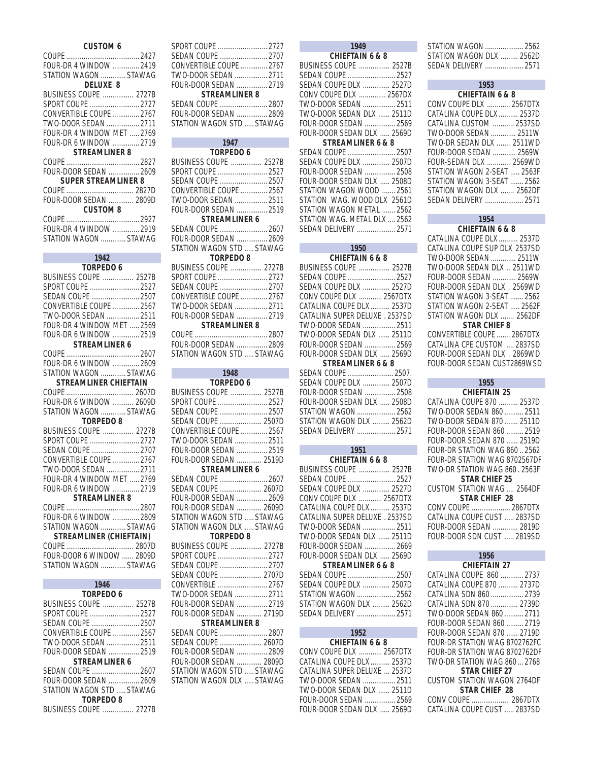**CUSTOM 6**

COUPE ....................................... 2427
FOUR-DR 4 WINDOW .............. 2419
STATION WAGON ............. STAWAG

**DELUXE 8**

BUSINESS COUPE ................ 2727B
SPORT COUPE .......................... 2727
CONVERTIBLE COUPE .............. 2767
TWO-DOOR SEDAN ................. 2711
FOUR-DR 4 WINDOW MET ..... 2769
FOUR-DR 6 WINDOW .............. 2719

**STREAMLINER 8**

COUPE ....................................... 2827
FOUR-DOOR SEDAN ................ 2609

**SUPER STREAMLINER 8**

COUPE ..................................... 2827D
FOUR-DOOR SEDAN ............. 2809D

**CUSTOM 8**

COUPE ....................................... 2927
FOUR-DR 4 WINDOW .............. 2919
STATION WAGON ............. STAWAG

## 1942

**TORPEDO 6**

BUSINESS COUPE ................ 2527B
SPORT COUPE .......................... 2527
SEDAN COUPE ......................... 2507
CONVERTIBLE COUPE .............. 2567
TWO-DOOR SEDAN ................. 2511
FOUR-DR 4 WINDOW MET ..... 2569
FOUR-DR 6 WINDOW .............. 2519

**STREAMLINER 6**

COUPE ....................................... 2607
FOUR-DR 6 WINDOW .............. 2609
STATION WAGON ............. STAWAG

**STREAMLINER CHIEFTAIN**

COUPE ..................................... 2607D
FOUR-DR 6 WINDOW ........... 2609D
STATION WAGON ............. STAWAG

**TORPEDO 8**

BUSINESS COUPE ................ 2727B
SPORT COUPE .......................... 2727
SEDAN COUPE ......................... 2707
CONVERTIBLE COUPE .............. 2767
TWO-DOOR SEDAN ................. 2711
FOUR-DR 4 WINDOW MET ..... 2769
FOUR-DR 6 WINDOW .............. 2719

**STREAMLINER 8**

COUPE ....................................... 2807
FOUR-DR 6 WINDOW .............. 2809
STATION WAGON ............. STAWAG

**STREAMLINER (CHIEFTAIN)**

COUPE ..................................... 2807D
FOUR-DOOR 6 WINDOW ...... 2809D
STATION WAGON ............. STAWAG

## 1946

**TORPEDO 6**

BUSINESS COUPE ................ 2527B
SPORT COUPE .......................... 2527
SEDAN COUPE ......................... 2507
CONVERTIBLE COUPE .............. 2567
TWO-DOOR SEDAN ................. 2511
FOUR-DOOR SEDAN ................ 2519

**STREAMLINER 6**

SEDAN COUPE ......................... 2607
FOUR-DOOR SEDAN ................ 2609
STATION WAGON STD ..... STAWAG

**TORPEDO 8**

BUSINESS COUPE ................ 2727B
SPORT COUPE .......................... 2727
SEDAN COUPE ......................... 2707
CONVERTIBLE COUPE .............. 2767
TWO-DOOR SEDAN ................. 2711
FOUR-DOOR SEDAN ................ 2719

**STREAMLINER 8**

SEDAN COUPE ......................... 2807
FOUR-DOOR SEDAN ................ 2809
STATION WAGON STD ..... STAWAG

## 1947

**TORPEDO 6**

BUSINESS COUPE ................ 2527B
SPORT COUPE .......................... 2527
SEDAN COUPE ......................... 2507
CONVERTIBLE COUPE .............. 2567
TWO-DOOR SEDAN ................. 2511
FOUR-DOOR SEDAN ................ 2519

**STREAMLINER 6**

SEDAN COUPE ......................... 2607
FOUR-DOOR SEDAN ................ 2609
STATION WAGON STD ..... STAWAG

**TORPEDO 8**

BUSINESS COUPE ................ 2727B
SPORT COUPE .......................... 2727
SEDAN COUPE ......................... 2707
CONVERTIBLE COUPE .............. 2767
TWO-DOOR SEDAN ................. 2711
FOUR-DOOR SEDAN ................ 2719

**STREAMLINER 8**

COUPE ....................................... 2807
FOUR-DOOR SEDAN ................ 2809
STATION WAGON STD ..... STAWAG

## 1948

**TORPEDO 6**

BUSINESS COUPE ................ 2527B
SPORT COUPE .......................... 2527
SEDAN COUPE ......................... 2507
SEDAN COUPE ...................... 2507D
CONVERTIBLE COUPE .............. 2567
TWO-DOOR SEDAN ................. 2511
FOUR-DOOR SEDAN ................ 2519
FOUR-DOOR SEDAN ............. 2519D

**STREAMLINER 6**

SEDAN COUPE ......................... 2607
SEDAN COUPE ...................... 2607D
FOUR-DOOR SEDAN ................ 2609
FOUR-DOOR SEDAN ............. 2609D
STATION WAGON STD ..... STAWAG
STATION WAGON DLX ..... STAWAG

**TORPEDO 8**

BUSINESS COUPE ................ 2727B
SPORT COUPE .......................... 2727
SEDAN COUPE ......................... 2707
SEDAN COUPE ...................... 2707D
CONVERTIBLE .......................... 2767
TWO-DOOR SEDAN ................. 2711
FOUR-DOOR SEDAN ................ 2719
FOUR-DOOR SEDAN ............. 2719D

**STREAMLINER 8**

SEDAN COUPE ......................... 2807
SEDAN COUPE ...................... 2607D
FOUR-DOOR SEDAN ................ 2809
FOUR-DOOR SEDAN ............. 2809D
STATION WAGON STD ..... STAWAG
STATION WAGON DLX ..... STAWAG

## 1949

**CHIEFTAIN 6 & 8**

BUSINESS COUPE ................ 2527B
SEDAN COUPE ......................... 2527
SEDAN COUPE DLX .............. 2527D
CONV COUPE DLX .............. 2567DX
TWO-DOOR SEDAN ................. 2511
TWO-DOOR SEDAN DLX ...... 2511D
FOUR-DOOR SEDAN ................ 2569
FOUR-DOOR SEDAN DLX ..... 2569D

**STREAMLINER 6 & 8**

SEDAN COUPE ......................... 2507
SEDAN COUPE DLX .............. 2507D
FOUR-DOOR SEDAN ................ 2508
FOUR-DOOR SEDAN DLX ..... 2508D
STATION WAGON WOOD ....... 2561
STATION WAG. WOOD DLX 2561D
STATION WAGON METAL ....... 2562
STATION WAG. METAL DLX .... 2562
SEDAN DELIVERY .................... 2571

## 1950

**CHIEFTAIN 6 & 8**

BUSINESS COUPE ................ 2527B
SEDAN COUPE ......................... 2527
SEDAN COUPE DLX .............. 2527D
CONV COUPE DLX ............ 2567DTX
CATALINA COUPE DLX .......... 2537D
CATALINA SUPER DELUXE . 2537SD
TWO-DOOR SEDAN ................. 2511
TWO-DOOR SEDAN DLX ...... 2511D
FOUR-DOOR SEDAN ................ 2569
FOUR-DOOR SEDAN DLX ..... 2569D

**STREAMLINER 6 & 8**

SEDAN COUPE ........................ 2507.
SEDAN COUPE DLX .............. 2507D
FOUR-DOOR SEDAN ................ 2508
FOUR-DOOR SEDAN DLX ..... 2508D
STATION WAGON .................... 2562
STATION WAGON DLX ......... 2562D
SEDAN DELIVERY .................... 2571

## 1951

**CHIEFTAIN 6 & 8**

BUSINESS COUPE ................ 2527B
SEDAN COUPE ......................... 2527
SEDAN COUPE DLX .............. 2527D
CONV COUPE DLX ............ 2567DTX
CATALINA COUPE DLX .......... 2537D
CATALINA SUPER DELUXE . 2537SD
TWO-DOOR SEDAN ................. 2511
TWO-DOOR SEDAN DLX ...... 2511D
FOUR-DOOR SEDAN ................ 2669
FOUR-DOOR SEDAN DLX ..... 2569D

**STREAMLINER 6 & 8**

SEDAN COUPE ......................... 2507
SEDAN COUPE DLX .............. 2507D
STATION WAGON .................... 2562
STATION WAGON DLX ......... 2562D
SEDAN DELIVERY .................... 2571

## 1952

**CHIEFTAIN 6 & 8**

CONV COUPE DLX ............ 2567DTX
CATALINA COUPE DLX .......... 2537D
CATALINA SUPER DELUXE ... 2537D
TWO-DOOR SEDAN ................. 2511
TWO-DOOR SEDAN DLX ...... 2511D
FOUR-DOOR SEDAN ................ 2569
FOUR-DOOR SEDAN DLX ..... 2569D
STATION WAGON .................... 2562
STATION WAGON DLX ......... 2562D
SEDAN DELIVERY .................... 2571

## 1953

**CHIEFTAIN 6 & 8**

CONV COUPE DLX ............ 2567DTX
CATALINA COUPE DLX .......... 2537D
CATALINA CUSTOM ........... 2537SD
TWO-DOOR SEDAN ............. 2511W
TWO-DR SEDAN DLX ....... 2511WD
FOUR-DOOR SEDAN ............ 2569W
FOUR-SEDAN DLX ............ 2569WD
STATION WAGON 2-SEAT ..... 2563F
STATION WAGON 3-SEAT ....... 2562
STATION WAGON DLX ....... 2562DF
SEDAN DELIVERY .................... 2571

## 1954

**CHIEFTAIN 6 & 8**

CATALINA COUPE DLX .......... 2537D
CATALINA COUPE SUP DLX 2537SD
TWO-DOOR SEDAN ............. 2511W
TWO-DOOR SEDAN DLX .. 2511WD
FOUR-DOOR SEDAN ............ 2569W
FOUR-DOOR SEDAN DLX . 2569WD
STATION WAGON 3-SEAT ....... 2562
STATION WAGON 2-SEAT ..... 2562F
STATION WAGON DLX ....... 2562DF

**STAR CHIEF 8**

CONVERTIBLE COUPE ....... 2867DTX
CATALINA CPE CUSTOM .... 2837SD
FOUR-DOOR SEDAN DLX . 2869WD
FOUR-DOOR SEDAN CUST2869WSD

## 1955

**CHIEFTAIN 25**

CATALINA COUPE 870 .......... 2537D
TWO-DOOR SEDAN 860 .......... 2511
TWO-DOOR SEDAN 870 ....... 2511D
FOUR-DOOR SEDAN 860 ......... 2519
FOUR-DOOR SEDAN 870 ...... 2519D
FOUR-DR STATION WAG 860 .. 2562
FOUR-DR STATION WAG 8702567DF
TWO-DR STATION WAG 860 . 2563F

**STAR CHIEF 25**

CUSTOM STATION WAG .... 2564DF

**STAR CHIEF 28**

CONV COUPE .................... 2867DTX
CATALINA COUPE CUST ..... 2837SD
FOUR-DOOR SEDAN ............. 2819D
FOUR-DOOR SDN CUST ..... 2819SD

## 1956

**CHIEFTAIN 27**

CATALINA COUPE 860 ............ 2737
CATALINA COUPE 870 .......... 2737D
CATALINA SDN 860 .................. 2739
CATALINA SDN 870 .............. 2739D
TWO-DOOR SEDAN 860 .......... 2711
FOUR-DOOR SEDAN 860 ......... 2719
FOUR-DOOR SEDAN 870 ...... 2719D
FOUR-DR STATION WAG 8702762FC
FOUR-DR STATION WAG 8702762DF
TWO-DR STATION WAG 860 ... 2768

**STAR CHIEF 27**

CUSTOM STATION WAGON 2764DF

**STAR CHIEF 28**

CONV COUPE ................... 2867DTX
CATALINA COUPE CUST ..... 2837SD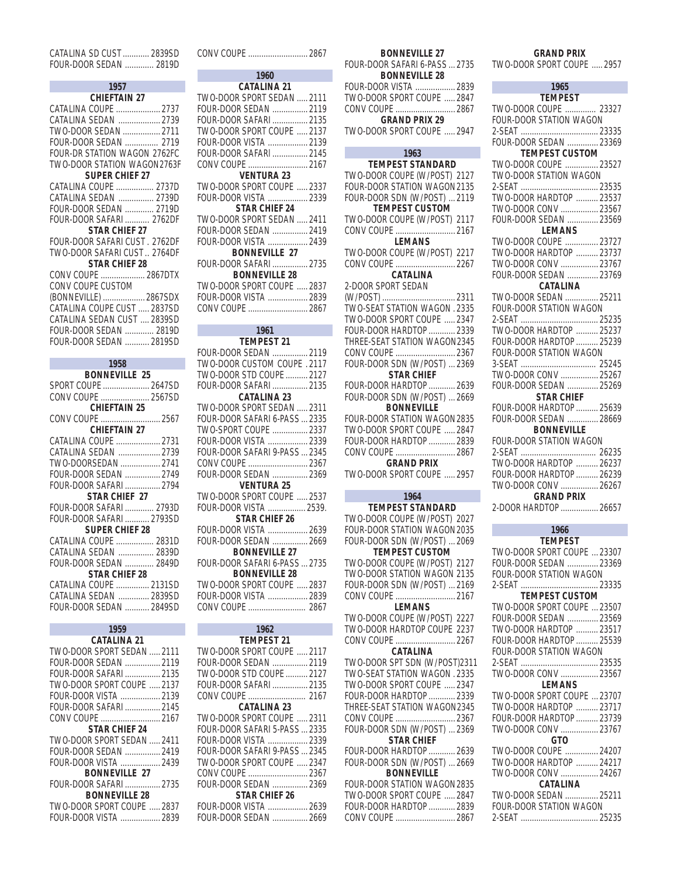CATALINA SD CUST ............ 2839SD
FOUR-DOOR SEDAN ............. 2819D

## 1957

### CHIEFTAIN 27

CATALINA COUPE .................... 2737
CATALINA SEDAN ................... 2739
TWO-DOOR SEDAN ................. 2711
FOUR-DOOR SEDAN ............... 2719
FOUR-DR STATION WAGON 2762FC
TWO-DOOR STATION WAGON 2763F

### SUPER CHIEF 27

CATALINA COUPE ................. 2737D
CATALINA SEDAN ................ 2739D
FOUR-DOOR SEDAN ............. 2719D
FOUR-DOOR SAFARI ........... 2762DF

### STAR CHIEF 27

FOUR-DOOR SAFARI CUST . 2762DF
TWO-DOOR SAFARI CUST .. 2764DF

### STAR CHIEF 28

CONV COUPE .................... 2867DTX
CONV COUPE CUSTOM
(BONNEVILLE) ................... 2867SDX
CATALINA COUPE CUST ..... 2837SD
CATALINA SEDAN CUST .... 2839SD
FOUR-DOOR SEDAN ............. 2819D
FOUR-DOOR SEDAN ........... 2819SD

## 1958

### BONNEVILLE 25

SPORT COUPE ..................... 2647SD
CONV COUPE ...................... 2567SD

### CHIEFTAIN 25

CONV COUPE ........................... 2567

### CHIEFTAIN 27

CATALINA COUPE .................... 2731
CATALINA SEDAN ................... 2739
TWO-DOORSEDAN .................. 2741
FOUR-DOOR SEDAN ................ 2749
FOUR-DOOR SAFARI ................ 2794

### STAR CHIEF 27

FOUR-DOOR SAFARI ............. 2793D
FOUR-DOOR SAFARI ........... 2793SD

### SUPER CHIEF 28

CATALINA COUPE ................. 2831D
CATALINA SEDAN ................ 2839D
FOUR-DOOR SEDAN ............. 2849D

### STAR CHIEF 28

CATALINA COUPE ............... 2131SD
CATALINA SEDAN .............. 2839SD
FOUR-DOOR SEDAN ........... 2849SD

## 1959

### CATALINA 21

TWO-DOOR SPORT SEDAN ..... 2111
FOUR-DOOR SEDAN ................ 2119
FOUR-DOOR SAFARI ................ 2135
TWO-DOOR SPORT COUPE ..... 2137
FOUR-DOOR VISTA .................. 2139
FOUR-DOOR SAFARI ................ 2145
CONV COUPE ........................... 2167

### STAR CHIEF 24

TWO-DOOR SPORT SEDAN ..... 2411
FOUR-DOOR SEDAN ................ 2419
FOUR-DOOR VISTA .................. 2439

### BONNEVILLE 27

FOUR-DOOR SAFARI ................ 2735

### BONNEVILLE 28

TWO-DOOR SPORT COUPE ..... 2837
FOUR-DOOR VISTA .................. 2839
CONV COUPE ........................... 2867

## 1960

### CATALINA 21

TWO-DOOR SPORT SEDAN ..... 2111
FOUR-DOOR SEDAN ................ 2119
FOUR-DOOR SAFARI ................ 2135
TWO-DOOR SPORT COUPE ..... 2137
FOUR-DOOR VISTA .................. 2139
FOUR-DOOR SAFARI ................ 2145
CONV COUPE ........................... 2167

### VENTURA 23

TWO-DOOR SPORT COUPE ..... 2337
FOUR-DOOR VISTA .................. 2339

### STAR CHIEF 24

TWO-DOOR SPORT SEDAN ..... 2411
FOUR-DOOR SEDAN ................ 2419
FOUR-DOOR VISTA .................. 2439

### BONNEVILLE 27

FOUR-DOOR SAFARI ................ 2735

### BONNEVILLE 28

TWO-DOOR SPORT COUPE ..... 2837
FOUR-DOOR VISTA .................. 2839
CONV COUPE ........................... 2867

## 1961

### TEMPEST 21

FOUR-DOOR SEDAN ................ 2119
TWO-DOOR CUSTOM COUPE . 2117
TWO-DOOR STD COUPE .......... 2127
FOUR-DOOR SAFARI ................ 2135

### CATALINA 23

TWO-DOOR SPORT SEDAN ..... 2311
FOUR-DOOR SAFARI 6-PASS ... 2335
TWO-SPORT COUPE ................ 2337
FOUR-DOOR VISTA .................. 2339
FOUR-DOOR SAFARI 9-PASS ... 2345
CONV COUPE ........................... 2367
FOUR-DOOR SEDAN ................ 2369

### VENTURA 25

TWO-DOOR SPORT COUPE ..... 2537
FOUR-DOOR VISTA ................. 2539.

### STAR CHIEF 26

FOUR-DOOR VISTA .................. 2639
FOUR-DOOR SEDAN ................ 2669

### BONNEVILLE 27

FOUR-DOOR SAFARI 6-PASS ... 2735

### BONNEVILLE 28

TWO-DOOR SPORT COUPE ..... 2837
FOUR-DOOR VISTA .................. 2839
CONV COUPE .......................... 2867

## 1962

### TEMPEST 21

TWO-DOOR SPORT COUPE ..... 2117
FOUR-DOOR SEDAN ................ 2119
TWO-DOOR STD COUPE .......... 2127
FOUR-DOOR SAFARI ................ 2135
CONV COUPE .......................... 2167

### CATALINA 23

TWO-DOOR SPORT COUPE ..... 2311
FOUR-DOOR SAFARI 5-PASS ... 2335
FOUR-DOOR VISTA .................. 2339
FOUR-DOOR SAFARI 9-PASS ... 2345
TWO-DOOR SPORT COUPE ..... 2347
CONV COUPE ........................... 2367
FOUR-DOOR SEDAN ................ 2369

### STAR CHIEF 26

FOUR-DOOR VISTA .................. 2639
FOUR-DOOR SEDAN ................ 2669

### BONNEVILLE 27

FOUR-DOOR SAFARI 6-PASS ... 2735

### BONNEVILLE 28

FOUR-DOOR VISTA .................. 2839
TWO-DOOR SPORT COUPE ..... 2847
CONV COUPE ........................... 2867

### GRAND PRIX 29

TWO-DOOR SPORT COUPE ..... 2947

## 1963

### TEMPEST STANDARD

TWO-DOOR COUPE (W/POST) 2127
FOUR-DOOR STATION WAGON 2135
FOUR-DOOR SDN (W/POST) ... 2119

### TEMPEST CUSTOM

TWO-DOOR COUPE (W/POST) 2117
CONV COUPE ........................... 2167

### LEMANS

TWO-DOOR COUPE (W/POST) 2217
CONV COUPE ........................... 2267

### CATALINA

2-DOOR SPORT SEDAN
(W/POST) ................................. 2311
TWO-SEAT STATION WAGON . 2335
TWO-DOOR SPORT COUPE ..... 2347
FOUR-DOOR HARDTOP ............ 2339
THREE-SEAT STATION WAGON 2345
CONV COUPE ........................... 2367
FOUR-DOOR SDN (W/POST) ... 2369

### STAR CHIEF

FOUR-DOOR HARDTOP ............ 2639
FOUR-DOOR SDN (W/POST) ... 2669

### BONNEVILLE

FOUR-DOOR STATION WAGON 2835
TWO-DOOR SPORT COUPE ..... 2847
FOUR-DOOR HARDTOP ............ 2839
CONV COUPE ........................... 2867

### GRAND PRIX

TWO-DOOR SPORT COUPE ..... 2957

## 1964

### TEMPEST STANDARD

TWO-DOOR COUPE (W/POST) 2027
FOUR-DOOR STATION WAGON 2035
FOUR-DOOR SDN (W/POST) ... 2069

### TEMPEST CUSTOM

TWO-DOOR COUPE (W/POST) 2127
TWO-DOOR STATION WAGON 2135
FOUR-DOOR SDN (W/POST) ... 2169
CONV COUPE ........................... 2167

### LEMANS

TWO-DOOR COUPE (W/POST) 2227
TWO-DOOR HARDTOP COUPE 2237
CONV COUPE ........................... 2267

### CATALINA

TWO-DOOR SPT SDN (W/POST)2311
TWO-SEAT STATION WAGON . 2335
TWO-DOOR SPORT COUPE ..... 2347
FOUR-DOOR HARDTOP ............ 2339
THREE-SEAT STATION WAGON 2345
CONV COUPE ........................... 2367
FOUR-DOOR SDN (W/POST) ... 2369

### STAR CHIEF

FOUR-DOOR HARDTOP ............ 2639
FOUR-DOOR SDN (W/POST) ... 2669

### BONNEVILLE

FOUR-DOOR STATION WAGON 2835
TWO-DOOR SPORT COUPE ..... 2847
FOUR-DOOR HARDTOP ............ 2839
CONV COUPE ........................... 2867

### GRAND PRIX

TWO-DOOR SPORT COUPE ..... 2957

## 1965

### TEMPEST

TWO-DOOR COUPE .............. 23327
FOUR-DOOR STATION WAGON
2-SEAT .................................. 23335
FOUR-DOOR SEDAN .............. 23369

### TEMPEST CUSTOM

TWO-DOOR COUPE ............... 23527
TWO-DOOR STATION WAGON
2-SEAT .................................. 23535
TWO-DOOR HARDTOP .......... 23537
TWO-DOOR CONV ................. 23567
FOUR-DOOR SEDAN .............. 23569

### LEMANS

TWO-DOOR COUPE ............... 23727
TWO-DOOR HARDTOP .......... 23737
TWO-DOOR CONV ................. 23767
FOUR-DOOR SEDAN .............. 23769

### CATALINA

TWO-DOOR SEDAN ............... 25211
FOUR-DOOR STATION WAGON
2-SEAT .................................. 25235
TWO-DOOR HARDTOP .......... 25237
FOUR-DOOR HARDTOP .......... 25239
FOUR-DOOR STATION WAGON
3-SEAT .................................. 25245
TWO-DOOR CONV ................. 25267
FOUR-DOOR SEDAN .............. 25269

### STAR CHIEF

FOUR-DOOR HARDTOP .......... 25639
FOUR-DOOR SEDAN .............. 28669

### BONNEVILLE

FOUR-DOOR STATION WAGON
2-SEAT .................................. 26235
TWO-DOOR HARDTOP .......... 26237
FOUR-DOOR HARDTOP .......... 26239
TWO-DOOR CONV ................. 26267

### GRAND PRIX

2-DOOR HARDTOP ................. 26657

## 1966

### TEMPEST

TWO-DOOR SPORT COUPE ... 23307
FOUR-DOOR SEDAN .............. 23369
FOUR-DOOR STATION WAGON
2-SEAT .................................. 23335

### TEMPEST CUSTOM

TWO-DOOR SPORT COUPE ... 23507
FOUR-DOOR SEDAN .............. 23569
TWO-DOOR HARDTOP .......... 23517
FOUR-DOOR HARDTOP .......... 25539
FOUR-DOOR STATION WAGON
2-SEAT .................................. 23535
TWO-DOOR CONV ................. 23567

### LEMANS

TWO-DOOR SPORT COUPE ... 23707
TWO-DOOR HARDTOP .......... 23717
FOUR-DOOR HARDTOP .......... 23739
TWO-DOOR CONV ................. 23767

### GTO

TWO-DOOR COUPE ............... 24207
TWO-DOOR HARDTOP .......... 24217
TWO-DOOR CONV ................. 24267

### CATALINA

TWO-DOOR SEDAN ............... 25211
FOUR-DOOR STATION WAGON
2-SEAT .................................. 25235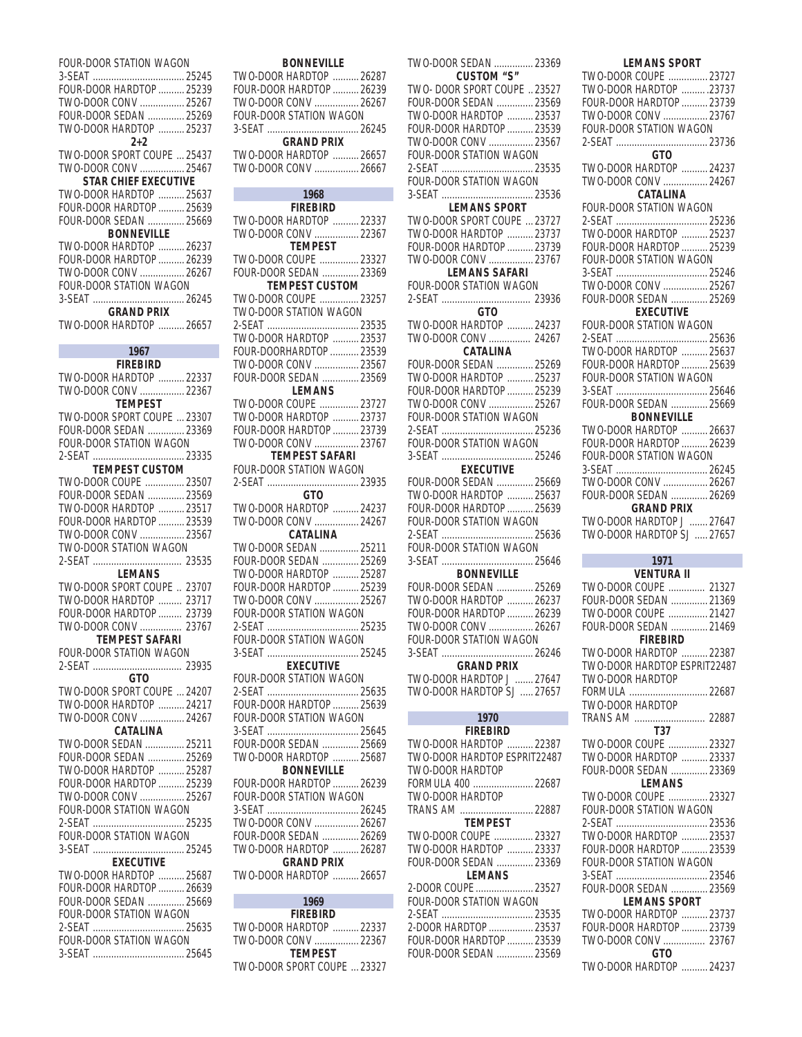FOUR-DOOR STATION WAGON
3-SEAT .......... 25245
FOUR-DOOR HARDTOP .......... 25239
TWO-DOOR CONV .......... 25267
FOUR-DOOR SEDAN .......... 25269
TWO-DOOR HARDTOP .......... 25237

**2+2**

TWO-DOOR SPORT COUPE .... 25437
TWO-DOOR CONV .......... 25467

**STAR CHIEF EXECUTIVE**

TWO-DOOR HARDTOP .......... 25637
FOUR-DOOR HARDTOP .......... 25639
FOUR-DOOR SEDAN .......... 25669

**BONNEVILLE**

TWO-DOOR HARDTOP .......... 26237
FOUR-DOOR HARDTOP .......... 26239
TWO-DOOR CONV .......... 26267
FOUR-DOOR STATION WAGON
3-SEAT .......... 26245

**GRAND PRIX**

TWO-DOOR HARDTOP .......... 26657

## 1967

**FIREBIRD**

TWO-DOOR HARDTOP .......... 22337
TWO-DOOR CONV .......... 22367

**TEMPEST**

TWO-DOOR SPORT COUPE .... 23307
FOUR-DOOR SEDAN .......... 23369
FOUR-DOOR STATION WAGON
2-SEAT .......... 23335

**TEMPEST CUSTOM**

TWO-DOOR COUPE .......... 23507
FOUR-DOOR SEDAN .......... 23569
TWO-DOOR HARDTOP .......... 23517
FOUR-DOOR HARDTOP .......... 23539
TWO-DOOR CONV .......... 23567
TWO-DOOR STATION WAGON
2-SEAT .......... 23535

**LEMANS**

TWO-DOOR SPORT COUPE .. 23707
TWO-DOOR HARDTOP .......... 23717
FOUR-DOOR HARDTOP .......... 23739
TWO-DOOR CONV .......... 23767

**TEMPEST SAFARI**

FOUR-DOOR STATION WAGON
2-SEAT .......... 23935

**GTO**

TWO-DOOR SPORT COUPE .... 24207
TWO-DOOR HARDTOP .......... 24217
TWO-DOOR CONV .......... 24267

**CATALINA**

TWO-DOOR SEDAN .......... 25211
FOUR-DOOR SEDAN .......... 25269
TWO-DOOR HARDTOP .......... 25287
FOUR-DOOR HARDTOP .......... 25239
TWO-DOOR CONV .......... 25267
FOUR-DOOR STATION WAGON
2-SEAT .......... 25235
FOUR-DOOR STATION WAGON
3-SEAT .......... 25245

**EXECUTIVE**

TWO-DOOR HARDTOP .......... 25687
FOUR-DOOR HARDTOP .......... 26639
FOUR-DOOR SEDAN .......... 25669
FOUR-DOOR STATION WAGON
2-SEAT .......... 25635
FOUR-DOOR STATION WAGON
3-SEAT .......... 25645

**BONNEVILLE**

TWO-DOOR HARDTOP .......... 26287
FOUR-DOOR HARDTOP .......... 26239
TWO-DOOR CONV .......... 26267
FOUR-DOOR STATION WAGON
3-SEAT .......... 26245

**GRAND PRIX**

TWO-DOOR HARDTOP .......... 26657
TWO-DOOR CONV .......... 26667

## 1968

**FIREBIRD**

TWO-DOOR HARDTOP .......... 22337
TWO-DOOR CONV .......... 22367

**TEMPEST**

TWO-DOOR COUPE .......... 23327
FOUR-DOOR SEDAN .......... 23369

**TEMPEST CUSTOM**

TWO-DOOR COUPE .......... 23257
TWO-DOOR STATION WAGON
2-SEAT .......... 23535
TWO-DOOR HARDTOP .......... 23537
FOUR-DOORHARDTOP .......... 23539
TWO-DOOR CONV .......... 23567
FOUR-DOOR SEDAN .......... 23569

**LEMANS**

TWO-DOOR COUPE .......... 23727
TWO-DOOR HARDTOP .......... 23737
FOUR-DOOR HARDTOP .......... 23739
TWO-DOOR CONV .......... 23767

**TEMPEST SAFARI**

FOUR-DOOR STATION WAGON
2-SEAT .......... 23935

**GTO**

TWO-DOOR HARDTOP .......... 24237
TWO-DOOR CONV .......... 24267

**CATALINA**

TWO-DOOR SEDAN .......... 25211
FOUR-DOOR SEDAN .......... 25269
TWO-DOOR HARDTOP .......... 25287
FOUR-DOOR HARDTOP .......... 25239
TWO-DOOR CONV .......... 25267
FOUR-DOOR STATION WAGON
2-SEAT .......... 25235
FOUR-DOOR STATION WAGON
3-SEAT .......... 25245

**EXECUTIVE**

FOUR-DOOR STATION WAGON
2-SEAT .......... 25635
FOUR-DOOR HARDTOP .......... 25639
FOUR-DOOR STATION WAGON
3-SEAT .......... 25645
FOUR-DOOR SEDAN .......... 25669
TWO-DOOR HARDTOP .......... 25687

**BONNEVILLE**

FOUR-DOOR HARDTOP .......... 26239
FOUR-DOOR STATION WAGON
3-SEAT .......... 26245
TWO-DOOR CONV .......... 26267
FOUR-DOOR SEDAN .......... 26269
TWO-DOOR HARDTOP .......... 26287

**GRAND PRIX**

TWO-DOOR HARDTOP .......... 26657

## 1969

**FIREBIRD**

TWO-DOOR HARDTOP .......... 22337
TWO-DOOR CONV .......... 22367

**TEMPEST**

TWO-DOOR SPORT COUPE .... 23327
TWO-DOOR SEDAN .......... 23369

**CUSTOM "S"**

TWO- DOOR SPORT COUPE .. 23527
FOUR-DOOR SEDAN .......... 23569
TWO-DOOR HARDTOP .......... 23537
FOUR-DOOR HARDTOP .......... 23539
TWO-DOOR CONV .......... 23567
FOUR-DOOR STATION WAGON
2-SEAT .......... 23535
FOUR-DOOR STATION WAGON
3-SEAT .......... 23536

**LEMANS SPORT**

TWO-DOOR SPORT COUPE .... 23727
TWO-DOOR HARDTOP .......... 23737
FOUR-DOOR HARDTOP .......... 23739
TWO-DOOR CONV .......... 23767

**LEMANS SAFARI**

FOUR-DOOR STATION WAGON
2-SEAT .......... 23936

**GTO**

TWO-DOOR HARDTOP .......... 24237
TWO-DOOR CONV .......... 24267

**CATALINA**

FOUR-DOOR SEDAN .......... 25269
TWO-DOOR HARDTOP .......... 25237
FOUR-DOOR HARDTOP .......... 25239
TWO-DOOR CONV .......... 25267
FOUR-DOOR STATION WAGON
2-SEAT .......... 25236
FOUR-DOOR STATION WAGON
3-SEAT .......... 25246

**EXECUTIVE**

FOUR-DOOR SEDAN .......... 25669
TWO-DOOR HARDTOP .......... 25637
FOUR-DOOR HARDTOP .......... 25639
FOUR-DOOR STATION WAGON
2-SEAT .......... 25636
FOUR-DOOR STATION WAGON
3-SEAT .......... 25646

**BONNEVILLE**

FOUR-DOOR SEDAN .......... 25269
TWO-DOOR HARDTOP .......... 26237
FOUR-DOOR HARDTOP .......... 26239
TWO-DOOR CONV .......... 26267
FOUR-DOOR STATION WAGON
3-SEAT .......... 26246

**GRAND PRIX**

TWO-DOOR HARDTOP J .......... 27647
TWO-DOOR HARDTOP SJ .......... 27657

## 1970

**FIREBIRD**

TWO-DOOR HARDTOP .......... 22387
TWO-DOOR HARDTOP ESPRIT22487
TWO-DOOR HARDTOP
FORMULA 400 .......... 22687
TWO-DOOR HARDTOP
TRANS AM .......... 22887

**TEMPEST**

TWO-DOOR COUPE .......... 23327
TWO-DOOR HARDTOP .......... 23337
FOUR-DOOR SEDAN .......... 23369

**LEMANS**

2-DOOR COUPE .......... 23527
FOUR-DOOR STATION WAGON
2-SEAT .......... 23535
2-DOOR HARDTOP .......... 23537
FOUR-DOOR HARDTOP .......... 23539
FOUR-DOOR SEDAN .......... 23569

**LEMANS SPORT**

TWO-DOOR COUPE .......... 23727
TWO-DOOR HARDTOP .......... 23737
FOUR-DOOR HARDTOP .......... 23739
TWO-DOOR CONV .......... 23767
FOUR-DOOR STATION WAGON
2-SEAT .......... 23736

**GTO**

TWO-DOOR HARDTOP .......... 24237
TWO-DOOR CONV .......... 24267

**CATALINA**

FOUR-DOOR STATION WAGON
2-SEAT .......... 25236
TWO-DOOR HARDTOP .......... 25237
FOUR-DOOR HARDTOP .......... 25239
FOUR-DOOR STATION WAGON
3-SEAT .......... 25246
TWO-DOOR CONV .......... 25267
FOUR-DOOR SEDAN .......... 25269

**EXECUTIVE**

FOUR-DOOR STATION WAGON
2-SEAT .......... 25636
TWO-DOOR HARDTOP .......... 25637
FOUR-DOOR HARDTOP .......... 25639
FOUR-DOOR STATION WAGON
3-SEAT .......... 25646
FOUR-DOOR SEDAN .......... 25669

**BONNEVILLE**

TWO-DOOR HARDTOP .......... 26637
FOUR-DOOR HARDTOP .......... 26239
FOUR-DOOR STATION WAGON
3-SEAT .......... 26245
TWO-DOOR CONV .......... 26267
FOUR-DOOR SEDAN .......... 26269

**GRAND PRIX**

TWO-DOOR HARDTOP J .......... 27647
TWO-DOOR HARDTOP SJ .......... 27657

## 1971

**VENTURA II**

TWO-DOOR COUPE .......... 21327
FOUR-DOOR SEDAN .......... 21369
TWO-DOOR COUPE .......... 21427
FOUR-DOOR SEDAN .......... 21469

**FIREBIRD**

TWO-DOOR HARDTOP .......... 22387
TWO-DOOR HARDTOP ESPRIT22487
TWO-DOOR HARDTOP
FORMULA .......... 22687
TWO-DOOR HARDTOP
TRANS AM .......... 22887

**T37**

TWO-DOOR COUPE .......... 23327
TWO-DOOR HARDTOP .......... 23337
FOUR-DOOR SEDAN .......... 23369

**LEMANS**

TWO-DOOR COUPE .......... 23327
FOUR-DOOR STATION WAGON
2-SEAT .......... 23536
TWO-DOOR HARDTOP .......... 23537
FOUR-DOOR HARDTOP .......... 23539
FOUR-DOOR STATION WAGON
3-SEAT .......... 23546
FOUR-DOOR SEDAN .......... 23569

**LEMANS SPORT**

TWO-DOOR HARDTOP .......... 23737
FOUR-DOOR HARDTOP .......... 23739
TWO-DOOR CONV .......... 23767

**GTO**

TWO-DOOR HARDTOP .......... 24237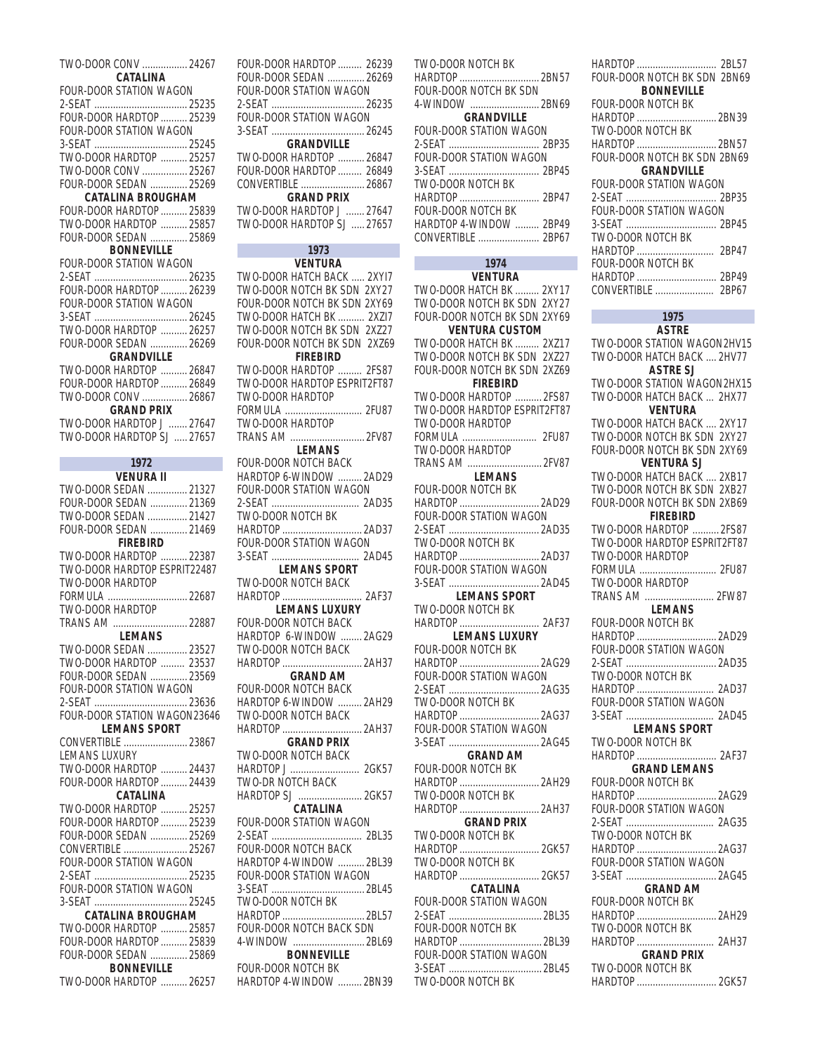TWO-DOOR CONV ................. 24267

**CATALINA**

FOUR-DOOR STATION WAGON
2-SEAT ................................... 25235

FOUR-DOOR HARDTOP .......... 25239

FOUR-DOOR STATION WAGON
3-SEAT ................................... 25245

TWO-DOOR HARDTOP .......... 25257

TWO-DOOR CONV ................. 25267

FOUR-DOOR SEDAN .............. 25269

**CATALINA BROUGHAM**

FOUR-DOOR HARDTOP .......... 25839

TWO-DOOR HARDTOP .......... 25857

FOUR-DOOR SEDAN .............. 25869

**BONNEVILLE**

FOUR-DOOR STATION WAGON
2-SEAT ................................... 26235

FOUR-DOOR HARDTOP .......... 26239

FOUR-DOOR STATION WAGON
3-SEAT ................................... 26245

TWO-DOOR HARDTOP .......... 26257

FOUR-DOOR SEDAN .............. 26269

**GRANDVILLE**

TWO-DOOR HARDTOP .......... 26847

FOUR-DOOR HARDTOP .......... 26849

TWO-DOOR CONV ................. 26867

**GRAND PRIX**

TWO-DOOR HARDTOP J ....... 27647

TWO-DOOR HARDTOP SJ ..... 27657

## 1972

**VENURA II**

TWO-DOOR SEDAN ............... 21327

FOUR-DOOR SEDAN .............. 21369

TWO-DOOR SEDAN ............... 21427

FOUR-DOOR SEDAN .............. 21469

**FIREBIRD**

TWO-DOOR HARDTOP .......... 22387

TWO-DOOR HARDTOP ESPRIT22487

TWO-DOOR HARDTOP
FORMULA .............................. 22687

TWO-DOOR HARDTOP
TRANS AM ............................ 22887

**LEMANS**

TWO-DOOR SEDAN ............... 23527

TWO-DOOR HARDTOP ......... 23537

FOUR-DOOR SEDAN .............. 23569

FOUR-DOOR STATION WAGON
2-SEAT ................................... 23636

FOUR-DOOR STATION WAGON23646

**LEMANS SPORT**

CONVERTIBLE ........................ 23867

LEMANS LUXURY

TWO-DOOR HARDTOP .......... 24437

FOUR-DOOR HARDTOP .......... 24439

**CATALINA**

TWO-DOOR HARDTOP .......... 25257

FOUR-DOOR HARDTOP .......... 25239

FOUR-DOOR SEDAN .............. 25269

CONVERTIBLE ........................ 25267

FOUR-DOOR STATION WAGON
2-SEAT ................................... 25235

FOUR-DOOR STATION WAGON
3-SEAT ................................... 25245

**CATALINA BROUGHAM**

TWO-DOOR HARDTOP .......... 25857

FOUR-DOOR HARDTOP .......... 25839

FOUR-DOOR SEDAN .............. 25869

**BONNEVILLE**

TWO-DOOR HARDTOP .......... 26257

FOUR-DOOR HARDTOP ......... 26239

FOUR-DOOR SEDAN .............. 26269

FOUR-DOOR STATION WAGON
2-SEAT ................................... 26235

FOUR-DOOR STATION WAGON
3-SEAT ................................... 26245

**GRANDVILLE**

TWO-DOOR HARDTOP .......... 26847

FOUR-DOOR HARDTOP ......... 26849

CONVERTIBLE ........................ 26867

**GRAND PRIX**

TWO-DOOR HARDTOP J ....... 27647

TWO-DOOR HARDTOP SJ ..... 27657

## 1973

**VENTURA**

TWO-DOOR HATCH BACK ..... 2XYI7

TWO-DOOR NOTCH BK SDN 2XY27

FOUR-DOOR NOTCH BK SDN 2XY69

TWO-DOOR HATCH BK .......... 2XZI7

TWO-DOOR NOTCH BK SDN 2XZ27

FOUR-DOOR NOTCH BK SDN 2XZ69

**FIREBIRD**

TWO-DOOR HARDTOP ......... 2FS87

TWO-DOOR HARDTOP ESPRIT2FT87

TWO-DOOR HARDTOP
FORMULA ............................. 2FU87

TWO-DOOR HARDTOP
TRANS AM ............................ 2FV87

**LEMANS**

FOUR-DOOR NOTCH BACK
HARDTOP 6-WINDOW ......... 2AD29

FOUR-DOOR STATION WAGON
2-SEAT ................................. 2AD35

TWO-DOOR NOTCH BK
HARDTOP .............................. 2AD37

FOUR-DOOR STATION WAGON
3-SEAT ................................. 2AD45

**LEMANS SPORT**

TWO-DOOR NOTCH BACK
HARDTOP .............................. 2AF37

**LEMANS LUXURY**

FOUR-DOOR NOTCH BACK
HARDTOP 6-WINDOW ........ 2AG29

TWO-DOOR NOTCH BACK
HARDTOP .............................. 2AH37

**GRAND AM**

FOUR-DOOR NOTCH BACK
HARDTOP 6-WINDOW ......... 2AH29

TWO-DOOR NOTCH BACK
HARDTOP .............................. 2AH37

**GRAND PRIX**

TWO-DOOR NOTCH BACK
HARDTOP J .......................... 2GK57

TWO-DR NOTCH BACK
HARDTOP SJ ........................ 2GK57

**CATALINA**

FOUR-DOOR STATION WAGON
2-SEAT .................................. 2BL35

FOUR-DOOR NOTCH BACK
HARDTOP 4-WINDOW .......... 2BL39

FOUR-DOOR STATION WAGON
3-SEAT ................................... 2BL45

TWO-DOOR NOTCH BK
HARDTOP .............................. 2BL57

FOUR-DOOR NOTCH BACK SDN
4-WINDOW ........................... 2BL69

**BONNEVILLE**

FOUR-DOOR NOTCH BK
HARDTOP 4-WINDOW ......... 2BN39

TWO-DOOR NOTCH BK
HARDTOP .............................. 2BN57

FOUR-DOOR NOTCH BK SDN
4-WINDOW ........................... 2BN69

**GRANDVILLE**

FOUR-DOOR STATION WAGON
2-SEAT .................................. 2BP35

FOUR-DOOR STATION WAGON
3-SEAT .................................. 2BP45

TWO-DOOR NOTCH BK
HARDTOP .............................. 2BP47

FOUR-DOOR NOTCH BK
HARDTOP 4-WINDOW ......... 2BP49

CONVERTIBLE ........................ 2BP67

## 1974

**VENTURA**

TWO-DOOR HATCH BK ......... 2XY17

TWO-DOOR NOTCH BK SDN 2XY27

FOUR-DOOR NOTCH BK SDN 2XY69

**VENTURA CUSTOM**

TWO-DOOR HATCH BK ......... 2XZ17

TWO-DOOR NOTCH BK SDN 2XZ27

FOUR-DOOR NOTCH BK SDN 2XZ69

**FIREBIRD**

TWO-DOOR HARDTOP .......... 2FS87

TWO-DOOR HARDTOP ESPRIT2FT87

TWO-DOOR HARDTOP
FORMULA ............................ 2FU87

TWO-DOOR HARDTOP
TRANS AM ............................ 2FV87

**LEMANS**

FOUR-DOOR NOTCH BK
HARDTOP .............................. 2AD29

FOUR-DOOR STATION WAGON
2-SEAT .................................. 2AD35

TWO-DOOR NOTCH BK
HARDTOP .............................. 2AD37

FOUR-DOOR STATION WAGON
3-SEAT .................................. 2AD45

**LEMANS SPORT**

TWO-DOOR NOTCH BK
HARDTOP .............................. 2AF37

**LEMANS LUXURY**

FOUR-DOOR NOTCH BK
HARDTOP .............................. 2AG29

FOUR-DOOR STATION WAGON
2-SEAT .................................. 2AG35

TWO-DOOR NOTCH BK
HARDTOP .............................. 2AG37

FOUR-DOOR STATION WAGON
3-SEAT .................................. 2AG45

**GRAND AM**

FOUR-DOOR NOTCH BK
HARDTOP .............................. 2AH29

TWO-DOOR NOTCH BK
HARDTOP .............................. 2AH37

**GRAND PRIX**

TWO-DOOR NOTCH BK
HARDTOP .............................. 2GK57

TWO-DOOR NOTCH BK
HARDTOP .............................. 2GK57

**CATALINA**

FOUR-DOOR STATION WAGON
2-SEAT ................................... 2BL35

FOUR-DOOR NOTCH BK
HARDTOP .............................. 2BL39

FOUR-DOOR STATION WAGON
3-SEAT ................................... 2BL45

TWO-DOOR NOTCH BK
HARDTOP .............................. 2BL57

FOUR-DOOR NOTCH BK SDN 2BN69

**BONNEVILLE**

FOUR-DOOR NOTCH BK
HARDTOP .............................. 2BN39

TWO-DOOR NOTCH BK
HARDTOP .............................. 2BN57

FOUR-DOOR NOTCH BK SDN 2BN69

**GRANDVILLE**

FOUR-DOOR STATION WAGON
2-SEAT .................................. 2BP35

FOUR-DOOR STATION WAGON
3-SEAT .................................. 2BP45

TWO-DOOR NOTCH BK
HARDTOP ............................. 2BP47

FOUR-DOOR NOTCH BK
HARDTOP .............................. 2BP49

CONVERTIBLE ...................... 2BP67

## 1975

**ASTRE**

TWO-DOOR STATION WAGON2HV15

TWO-DOOR HATCH BACK .... 2HV77

**ASTRE SJ**

TWO-DOOR STATION WAGON2HX15

TWO-DOOR HATCH BACK ... 2HX77

**VENTURA**

TWO-DOOR HATCH BACK .... 2XY17

TWO-DOOR NOTCH BK SDN 2XY27

FOUR-DOOR NOTCH BK SDN 2XY69

**VENTURA SJ**

TWO-DOOR HATCH BACK .... 2XB17

TWO-DOOR NOTCH BK SDN 2XB27

FOUR-DOOR NOTCH BK SDN 2XB69

**FIREBIRD**

TWO-DOOR HARDTOP .......... 2FS87

TWO-DOOR HARDTOP ESPRIT2FT87

TWO-DOOR HARDTOP
FORMULA ............................. 2FU87

TWO-DOOR HARDTOP
TRANS AM .......................... 2FW87

**LEMANS**

FOUR-DOOR NOTCH BK
HARDTOP .............................. 2AD29

FOUR-DOOR STATION WAGON
2-SEAT .................................. 2AD35

TWO-DOOR NOTCH BK
HARDTOP ............................. 2AD37

FOUR-DOOR STATION WAGON
3-SEAT ................................. 2AD45

**LEMANS SPORT**

TWO-DOOR NOTCH BK
HARDTOP .............................. 2AF37

**GRAND LEMANS**

FOUR-DOOR NOTCH BK
HARDTOP .............................. 2AG29

FOUR-DOOR STATION WAGON
2-SEAT ................................. 2AG35

TWO-DOOR NOTCH BK
HARDTOP .............................. 2AG37

FOUR-DOOR STATION WAGON
3-SEAT .................................. 2AG45

**GRAND AM**

FOUR-DOOR NOTCH BK
HARDTOP .............................. 2AH29

TWO-DOOR NOTCH BK
HARDTOP ............................. 2AH37

**GRAND PRIX**

TWO-DOOR NOTCH BK
HARDTOP .............................. 2GK57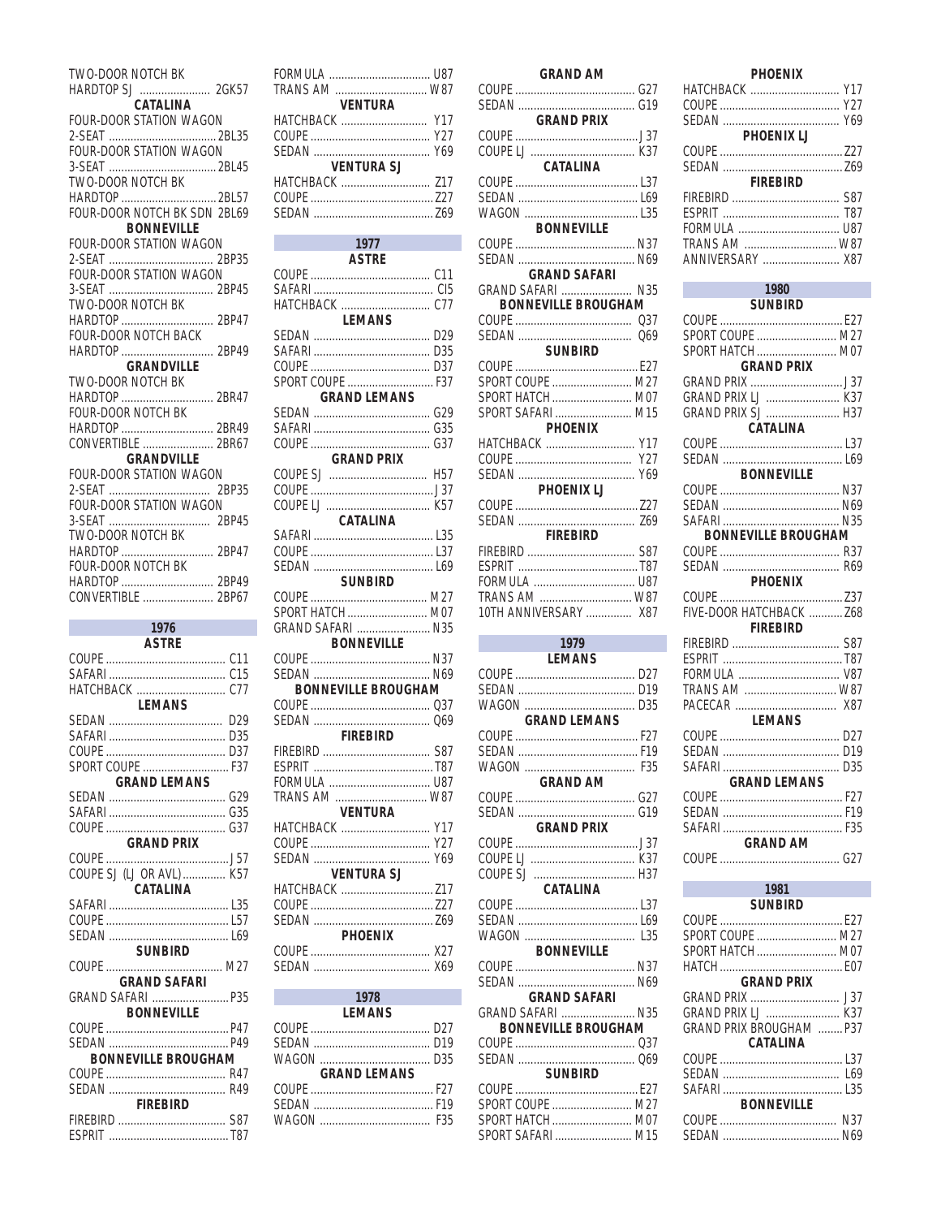TWO-DOOR NOTCH BK HARDTOP SJ ........................ 2GK57

**CATALINA**

FOUR-DOOR STATION WAGON 2-SEAT ........................ 2BL35
FOUR-DOOR STATION WAGON 3-SEAT ........................ 2BL45
TWO-DOOR NOTCH BK HARDTOP ........................ 2BL57
FOUR-DOOR NOTCH BK SDN 2BL69

**BONNEVILLE**

FOUR-DOOR STATION WAGON 2-SEAT ........................ 2BP35
FOUR-DOOR STATION WAGON 3-SEAT ........................ 2BP45
TWO-DOOR NOTCH BK HARDTOP ........................ 2BP47
FOUR-DOOR NOTCH BACK HARDTOP ........................ 2BP49

**GRANDVILLE**

TWO-DOOR NOTCH BK HARDTOP ........................ 2BR47
FOUR-DOOR NOTCH BK HARDTOP ........................ 2BR49
CONVERTIBLE ........................ 2BR67

**GRANDVILLE**

FOUR-DOOR STATION WAGON 2-SEAT ........................ 2BP35
FOUR-DOOR STATION WAGON 3-SEAT ........................ 2BP45
TWO-DOOR NOTCH BK HARDTOP ........................ 2BP47
FOUR-DOOR NOTCH BK HARDTOP ........................ 2BP49
CONVERTIBLE ........................ 2BP67

## 1976

**ASTRE**

COUPE ........................ C11
SAFARI ........................ C15
HATCHBACK ........................ C77

**LEMANS**

SEDAN ........................ D29
SAFARI ........................ D35
COUPE ........................ D37
SPORT COUPE ........................ F37

**GRAND LEMANS**

SEDAN ........................ G29
SAFARI ........................ G35
COUPE ........................ G37

**GRAND PRIX**

COUPE ........................ J57
COUPE SJ (LJ OR AVL) ........................ K57

**CATALINA**

SAFARI ........................ L35
COUPE ........................ L57
SEDAN ........................ L69

**SUNBIRD**

COUPE ........................ M27

**GRAND SAFARI**

GRAND SAFARI ........................ P35

**BONNEVILLE**

COUPE ........................ P47
SEDAN ........................ P49

**BONNEVILLE BROUGHAM**

COUPE ........................ R47
SEDAN ........................ R49

**FIREBIRD**

FIREBIRD ........................ S87
ESPRIT ........................ T87
FORMULA ........................ U87
TRANS AM ........................ W87

**VENTURA**

HATCHBACK ........................ Y17
COUPE ........................ Y27
SEDAN ........................ Y69

**VENTURA SJ**

HATCHBACK ........................ Z17
COUPE ........................ Z27
SEDAN ........................ Z69

## 1977

**ASTRE**

COUPE ........................ C11
SAFARI ........................ CI5
HATCHBACK ........................ C77

**LEMANS**

SEDAN ........................ D29
SAFARI ........................ D35
COUPE ........................ D37
SPORT COUPE ........................ F37

**GRAND LEMANS**

SEDAN ........................ G29
SAFARI ........................ G35
COUPE ........................ G37

**GRAND PRIX**

COUPE SJ ........................ H57
COUPE ........................ J37
COUPE LJ ........................ K57

**CATALINA**

SAFARI ........................ L35
COUPE ........................ L37
SEDAN ........................ L69

**SUNBIRD**

COUPE ........................ M27
SPORT HATCH ........................ M07
GRAND SAFARI ........................ N35

**BONNEVILLE**

COUPE ........................ N37
SEDAN ........................ N69

**BONNEVILLE BROUGHAM**

COUPE ........................ Q37
SEDAN ........................ Q69

**FIREBIRD**

FIREBIRD ........................ S87
ESPRIT ........................ T87
FORMULA ........................ U87
TRANS AM ........................ W87

**VENTURA**

HATCHBACK ........................ Y17
COUPE ........................ Y27
SEDAN ........................ Y69

**VENTURA SJ**

HATCHBACK ........................ Z17
COUPE ........................ Z27
SEDAN ........................ Z69

**PHOENIX**

COUPE ........................ X27
SEDAN ........................ X69

## 1978

**LEMANS**

COUPE ........................ D27
SEDAN ........................ D19
WAGON ........................ D35

**GRAND LEMANS**

COUPE ........................ F27
SEDAN ........................ F19
WAGON ........................ F35

**GRAND AM**

COUPE ........................ G27
SEDAN ........................ G19

**GRAND PRIX**

COUPE ........................ J37
COUPE LJ ........................ K37

**CATALINA**

COUPE ........................ L37
SEDAN ........................ L69
WAGON ........................ L35

**BONNEVILLE**

COUPE ........................ N37
SEDAN ........................ N69

**GRAND SAFARI**

GRAND SAFARI ........................ N35

**BONNEVILLE BROUGHAM**

COUPE ........................ Q37
SEDAN ........................ Q69

**SUNBIRD**

COUPE ........................ E27
SPORT COUPE ........................ M27
SPORT HATCH ........................ M07
SPORT SAFARI ........................ M15

**PHOENIX**

HATCHBACK ........................ Y17
COUPE ........................ Y27
SEDAN ........................ Y69

**PHOENIX LJ**

COUPE ........................ Z27
SEDAN ........................ Z69

**FIREBIRD**

FIREBIRD ........................ S87
ESPRIT ........................ T87
FORMULA ........................ U87
TRANS AM ........................ W87
10TH ANNIVERSARY ........................ X87

## 1979

**LEMANS**

COUPE ........................ D27
SEDAN ........................ D19
WAGON ........................ D35

**GRAND LEMANS**

COUPE ........................ F27
SEDAN ........................ F19
WAGON ........................ F35

**GRAND AM**

COUPE ........................ G27
SEDAN ........................ G19

**GRAND PRIX**

COUPE ........................ J37
COUPE LJ ........................ K37
COUPE SJ ........................ H37

**CATALINA**

COUPE ........................ L37
SEDAN ........................ L69
WAGON ........................ L35

**BONNEVILLE**

COUPE ........................ N37
SEDAN ........................ N69

**GRAND SAFARI**

GRAND SAFARI ........................ N35

**BONNEVILLE BROUGHAM**

COUPE ........................ Q37
SEDAN ........................ Q69

**SUNBIRD**

COUPE ........................ E27
SPORT COUPE ........................ M27
SPORT HATCH ........................ M07
SPORT SAFARI ........................ M15

**PHOENIX**

HATCHBACK ........................ Y17
COUPE ........................ Y27
SEDAN ........................ Y69

**PHOENIX LJ**

COUPE ........................ Z27
SEDAN ........................ Z69

**FIREBIRD**

FIREBIRD ........................ S87
ESPRIT ........................ T87
FORMULA ........................ U87
TRANS AM ........................ W87
ANNIVERSARY ........................ X87

## 1980

**SUNBIRD**

COUPE ........................ E27
SPORT COUPE ........................ M27
SPORT HATCH ........................ M07

**GRAND PRIX**

GRAND PRIX ........................ J37
GRAND PRIX LJ ........................ K37
GRAND PRIX SJ ........................ H37

**CATALINA**

COUPE ........................ L37
SEDAN ........................ L69

**BONNEVILLE**

COUPE ........................ N37
SEDAN ........................ N69
SAFARI ........................ N35

**BONNEVILLE BROUGHAM**

COUPE ........................ R37
SEDAN ........................ R69

**PHOENIX**

COUPE ........................ Z37
FIVE-DOOR HATCHBACK ........................ Z68

**FIREBIRD**

FIREBIRD ........................ S87
ESPRIT ........................ T87
FORMULA ........................ V87
TRANS AM ........................ W87
PACECAR ........................ X87

**LEMANS**

COUPE ........................ D27
SEDAN ........................ D19
SAFARI ........................ D35

**GRAND LEMANS**

COUPE ........................ F27
SEDAN ........................ F19
SAFARI ........................ F35

**GRAND AM**

COUPE ........................ G27

## 1981

**SUNBIRD**

COUPE ........................ E27
SPORT COUPE ........................ M27
SPORT HATCH ........................ M07
HATCH ........................ E07

**GRAND PRIX**

GRAND PRIX ........................ J37
GRAND PRIX LJ ........................ K37
GRAND PRIX BROUGHAM ........................ P37

**CATALINA**

COUPE ........................ L37
SEDAN ........................ L69
SAFARI ........................ L35

**BONNEVILLE**

COUPE ........................ N37
SEDAN ........................ N69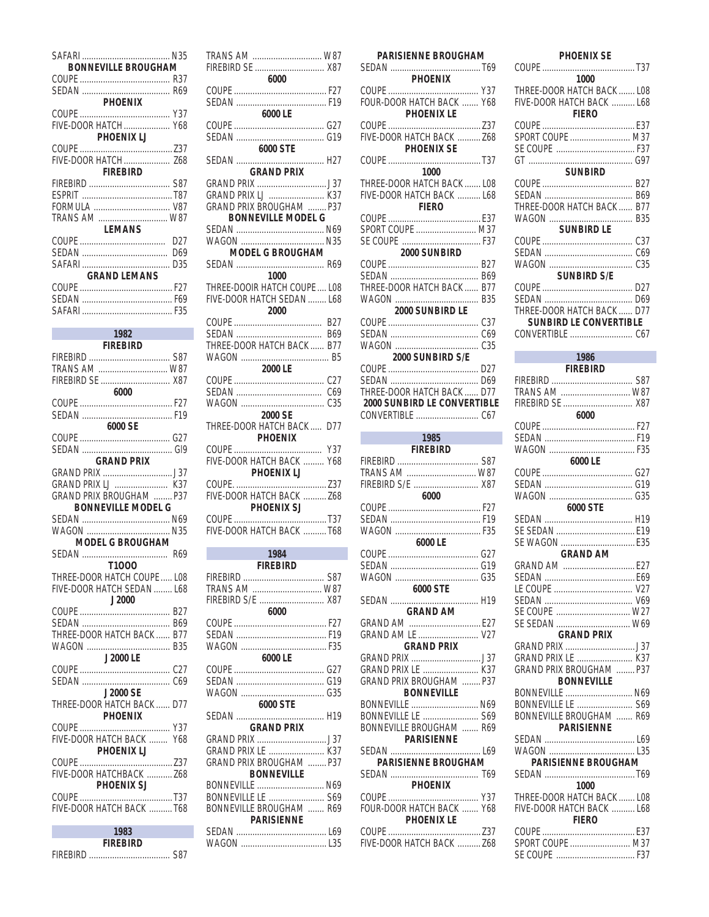SAFARI ........ N35

**BONNEVILLE BROUGHAM**

COUPE ........ R37
SEDAN ........ R69

**PHOENIX**

COUPE ........ Y37
FIVE-DOOR HATCH ........ Y68

**PHOENIX LJ**

COUPE ........ Z37
FIVE-DOOR HATCH ........ Z68

**FIREBIRD**

FIREBIRD ........ S87
ESPRIT ........ T87
FORMULA ........ V87
TRANS AM ........ W87

**LEMANS**

COUPE ........ D27
SEDAN ........ D69
SAFARI ........ D35

**GRAND LEMANS**

COUPE ........ F27
SEDAN ........ F69
SAFARI ........ F35

## 1982

**FIREBIRD**

FIREBIRD ........ S87
TRANS AM ........ W87
FIREBIRD SE ........ X87

**6000**

COUPE ........ F27
SEDAN ........ F19

**6000 SE**

COUPE ........ G27
SEDAN ........ GI9

**GRAND PRIX**

GRAND PRIX ........ J37
GRAND PRIX LJ ........ K37
GRAND PRIX BROUGHAM ........ P37

**BONNEVILLE MODEL G**

SEDAN ........ N69
WAGON ........ N35

**MODEL G BROUGHAM**

SEDAN ........ R69

**T1OOO**

THREE-DOOR HATCH COUPE ........ L08
FIVE-DOOR HATCH SEDAN ........ L68

**J2000**

COUPE ........ B27
SEDAN ........ B69
THREE-DOOR HATCH BACK ........ B77
WAGON ........ B35

**J2000 LE**

COUPE ........ C27
SEDAN ........ C69

**J2000 SE**

THREE-DOOR HATCH BACK ........ D77

**PHOENIX**

COUPE ........ Y37
FIVE-DOOR HATCH BACK ........ Y68

**PHOENIX LJ**

COUPE ........ Z37
FIVE-DOOR HATCHBACK ........ Z68

**PHOENIX SJ**

COUPE ........ T37
FIVE-DOOR HATCH BACK ........ T68

## 1983

**FIREBIRD**

FIREBIRD ........ S87
TRANS AM ........ W87
FIREBIRD SE ........ X87

**6000**

COUPE ........ F27
SEDAN ........ F19

**6000 LE**

COUPE ........ G27
SEDAN ........ G19

**6000 STE**

SEDAN ........ H27

**GRAND PRIX**

GRAND PRIX ........ J37
GRAND PRIX LJ ........ K37
GRAND PRIX BROUGHAM ........ P37

**BONNEVILLE MODEL G**

SEDAN ........ N69
WAGON ........ N35

**MODEL G BROUGHAM**

SEDAN ........ R69

**1000**

THREE-DOOIR HATCH COUPE ........ L08
FIVE-DOOR HATCH SEDAN ........ L68

**2000**

COUPE ........ B27
SEDAN ........ B69
THREE-DOOR HATCH BACK ........ B77
WAGON ........ B5

**2000 LE**

COUPE ........ C27
SEDAN ........ C69
WAGON ........ C35

**2000 SE**

THREE-DOOR HATCH BACK ........ D77

**PHOENIX**

COUPE ........ Y37
FIVE-DOOR HATCH BACK ........ Y68

**PHOENIX LJ**

COUPE. ........ Z37
FIVE-DOOR HATCH BACK ........ Z68

**PHOENIX SJ**

COUPE ........ T37
FIVE-DOOR HATCH BACK ........ T68

## 1984

**FIREBIRD**

FIREBIRD ........ S87
TRANS AM ........ W87
FIREBIRD S/E ........ X87

**6000**

COUPE ........ F27
SEDAN ........ F19
WAGON ........ F35

**6000 LE**

COUPE ........ G27
SEDAN ........ G19
WAGON ........ G35

**6000 STE**

SEDAN ........ H19

**GRAND PRIX**

GRAND PRIX ........ J37
GRAND PRIX LE ........ K37
GRAND PRIX BROUGHAM ........ P37

**BONNEVILLE**

BONNEVILLE ........ N69
BONNEVILLE LE ........ S69
BONNEVILLE BROUGHAM ........ R69

**PARISIENNE**

SEDAN ........ L69
WAGON ........ L35

**PARISIENNE BROUGHAM**

SEDAN ........ T69

**PHOENIX**

COUPE ........ Y37
FOUR-DOOR HATCH BACK ........ Y68

**PHOENIX LE**

COUPE ........ Z37
FIVE-DOOR HATCH BACK ........ Z68

**PHOENIX SE**

COUPE ........ T37

**1000**

THREE-DOOR HATCH BACK ........ L08
FIVE-DOOR HATCH BACK ........ L68

**FIERO**

COUPE ........ E37
SPORT COUPE ........ M37
SE COUPE ........ F37

**2000 SUNBIRD**

COUPE ........ B27
SEDAN ........ B69
THREE-DOOR HATCH BACK ........ B77
WAGON ........ B35

**2000 SUNBIRD LE**

COUPE ........ C37
SEDAN ........ C69
WAGON ........ C35

**2000 SUNBIRD S/E**

COUPE ........ D27
SEDAN ........ D69
THREE-DOOR HATCH BACK ........ D77

**2000 SUNBIRD LE CONVERTIBLE**

CONVERTIBLE ........ C67

## 1985

**FIREBIRD**

FIREBIRD ........ S87
TRANS AM ........ W87
FIREBIRD S/E ........ X87

**6000**

COUPE ........ F27
SEDAN ........ F19
WAGON ........ F35

**6000 LE**

COUPE ........ G27
SEDAN ........ G19
WAGON ........ G35

**6000 STE**

SEDAN ........ H19

**GRAND AM**

GRAND AM ........ E27
GRAND AM LE ........ V27

**GRAND PRIX**

GRAND PRIX ........ J37
GRAND PRIX LE ........ K37
GRAND PRIX BROUGHAM ........ P37

**BONNEVILLE**

BONNEVILLE ........ N69
BONNEVILLE LE ........ S69
BONNEVILLE BROUGHAM ........ R69

**PARISIENNE**

SEDAN ........ L69

**PARISIENNE BROUGHAM**

SEDAN ........ T69

**PHOENIX**

COUPE ........ Y37
FOUR-DOOR HATCH BACK ........ Y68

**PHOENIX LE**

COUPE ........ Z37
FIVE-DOOR HATCH BACK ........ Z68

**PHOENIX SE**

COUPE ........ T37

**1000**

THREE-DOOR HATCH BACK ........ L08
FIVE-DOOR HATCH BACK ........ L68

**FIERO**

COUPE ........ E37
SPORT COUPE ........ M37
SE COUPE ........ F37
GT ........ G97

**SUNBIRD**

COUPE ........ B27
SEDAN ........ B69
THREE-DOOR HATCH BACK ........ B77
WAGON ........ B35

**SUNBIRD LE**

COUPE ........ C37
SEDAN ........ C69
WAGON ........ C35

**SUNBIRD S/E**

COUPE ........ D27
SEDAN ........ D69
THREE-DOOR HATCH BACK ........ D77

**SUNBIRD LE CONVERTIBLE**

CONVERTIBLE ........ C67

## 1986

**FIREBIRD**

FIREBIRD ........ S87
TRANS AM ........ W87
FIREBIRD SE ........ X87

**6000**

COUPE ........ F27
SEDAN ........ F19
WAGON ........ F35

**6000 LE**

COUPE ........ G27
SEDAN ........ G19
WAGON ........ G35

**6000 STE**

SEDAN ........ H19
SE SEDAN ........ E19
SE WAGON ........ E35

**GRAND AM**

GRAND AM ........ E27
SEDAN ........ E69
LE COUPE ........ V27
SEDAN ........ V69
SE COUPE ........ W27
SE SEDAN ........ W69

**GRAND PRIX**

GRAND PRIX ........ J37
GRAND PRIX LE ........ K37
GRAND PRIX BROUGHAM ........ P37

**BONNEVILLE**

BONNEVILLE ........ N69
BONNEVILLE LE ........ S69
BONNEVILLE BROUGHAM ........ R69

**PARISIENNE**

SEDAN ........ L69
WAGON ........ L35

**PARISIENNE BROUGHAM**

SEDAN ........ T69

**1000**

THREE-DOOR HATCH BACK ........ L08
FIVE-DOOR HATCH BACK ........ L68

**FIERO**

COUPE ........ E37
SPORT COUPE ........ M37
SE COUPE ........ F37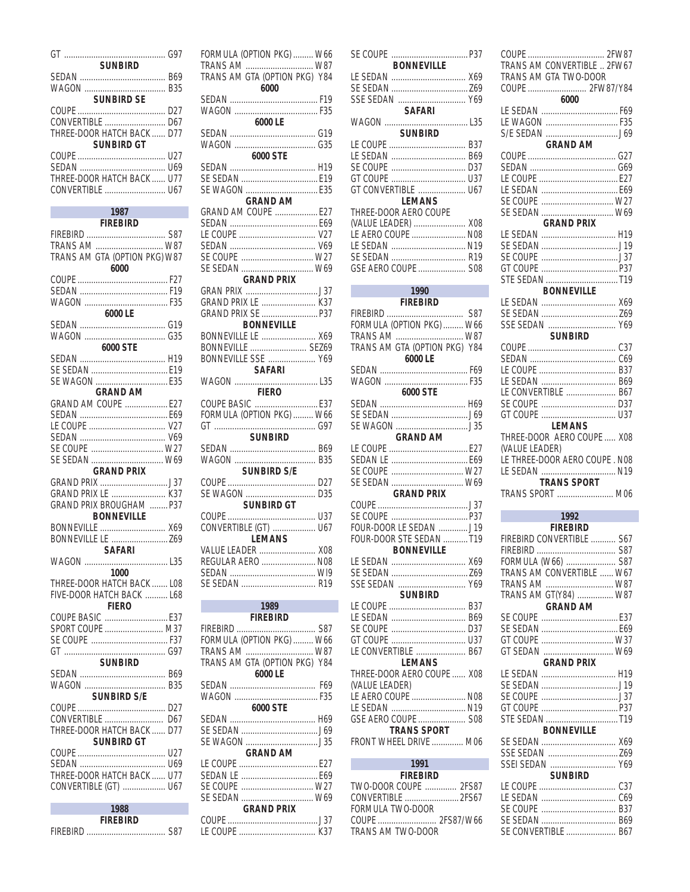GT .......... G97

**SUNBIRD**

SEDAN .......... B69
WAGON .......... B35

**SUNBIRD SE**

COUPE .......... D27
CONVERTIBLE .......... D67
THREE-DOOR HATCH BACK .......... D77

**SUNBIRD GT**

COUPE .......... U27
SEDAN .......... U69
THREE-DOOR HATCH BACK .......... U77
CONVERTIBLE .......... U67

## 1987

**FIREBIRD**

FIREBIRD .......... S87
TRANS AM .......... W87
TRANS AM GTA (OPTION PKG) W87

**6000**

COUPE .......... F27
SEDAN .......... F19
WAGON .......... F35

**6000 LE**

SEDAN .......... G19
WAGON .......... G35

**6000 STE**

SEDAN .......... H19
SE SEDAN .......... E19
SE WAGON .......... E35

**GRAND AM**

GRAND AM COUPE .......... E27
SEDAN .......... E69
LE COUPE .......... V27
SEDAN .......... V69
SE COUPE .......... W27
SE SEDAN .......... W69

**GRAND PRIX**

GRAND PRIX .......... J37
GRAND PRIX LE .......... K37
GRAND PRIX BROUGHAM .......... P37

**BONNEVILLE**

BONNEVILLE .......... X69
BONNEVILLE LE .......... Z69

**SAFARI**

WAGON .......... L35

**1000**

THREE-DOOR HATCH BACK .......... L08
FIVE-DOOR HATCH BACK .......... L68

**FIERO**

COUPE BASIC .......... E37
SPORT COUPE .......... M37
SE COUPE .......... F37
GT .......... G97

**SUNBIRD**

SEDAN .......... B69
WAGON .......... B35

**SUNBIRD S/E**

COUPE .......... D27
CONVERTIBLE .......... D67
THREE-DOOR HATCH BACK .......... D77

**SUNBIRD GT**

COUPE .......... U27
SEDAN .......... U69
THREE-DOOR HATCH BACK .......... U77
CONVERTIBLE (GT) .......... U67

## 1988

**FIREBIRD**

FIREBIRD .......... S87
FORMULA (OPTION PKG) .......... W66
TRANS AM .......... W87
TRANS AM GTA (OPTION PKG) Y84

**6000**

SEDAN .......... F19
WAGON .......... F35

**6000 LE**

SEDAN .......... G19
WAGON .......... G35

**6000 STE**

SEDAN .......... H19
SE SEDAN .......... E19
SE WAGON .......... E35

**GRAND AM**

GRAND AM COUPE .......... E27
SEDAN .......... E69
LE COUPE .......... V27
SEDAN .......... V69
SE COUPE .......... W27
SE SEDAN .......... W69

**GRAND PRIX**

GRAN PRIX .......... J37
GRAND PRIX LE .......... K37
GRAND PRIX SE .......... P37

**BONNEVILLE**

BONNEVILLE LE .......... X69
BONNEVILLE .......... SEZ69
BONNEVILLE SSE .......... Y69

**SAFARI**

WAGON .......... L35

**FIERO**

COUPE BASIC .......... E37
FORMULA (OPTION PKG) .......... W66
GT .......... G97

**SUNBIRD**

SEDAN .......... B69
WAGON .......... B35

**SUNBIRD S/E**

COUPE .......... D27
SE WAGON .......... D35

**SUNBIRD GT**

COUPE .......... U37
CONVERTIBLE (GT) .......... U67

**LEMANS**

VALUE LEADER .......... X08
REGULAR AERO .......... N08
SEDAN .......... WI9
SE SEDAN .......... R19

## 1989

**FIREBIRD**

FIREBIRD .......... S87
FORMULA (OPTION PKG) .......... W66
TRANS AM .......... W87
TRANS AM GTA (OPTION PKG) Y84

**6000 LE**

SEDAN .......... F69
WAGON .......... F35

**6000 STE**

SEDAN .......... H69
SE SEDAN .......... J69
SE WAGON .......... J35

**GRAND AM**

LE COUPE .......... E27
SEDAN LE .......... E69
SE COUPE .......... W27
SE SEDAN .......... W69

**GRAND PRIX**

COUPE .......... J37
LE COUPE .......... K37
SE COUPE .......... P37

**BONNEVILLE**

LE SEDAN .......... X69
SE SEDAN .......... Z69
SSE SEDAN .......... Y69

**SAFARI**

WAGON .......... L35

**SUNBIRD**

LE COUPE .......... B37
LE SEDAN .......... B69
SE COUPE .......... D37
GT COUPE .......... U37
GT CONVERTIBLE .......... U67

**LEMANS**

THREE-DOOR AERO COUPE (VALUE LEADER) .......... X08
LE AERO COUPE .......... N08
LE SEDAN .......... N19
SE SEDAN .......... R19
GSE AERO COUPE .......... S08

## 1990

**FIREBIRD**

FIREBIRD .......... S87
FORMULA (OPTION PKG) .......... W66
TRANS AM .......... W87
TRANS AM GTA (OPTION PKG) Y84

**6000 LE**

SEDAN .......... F69
WAGON .......... F35

**6000 STE**

SEDAN .......... H69
SE SEDAN .......... J69
SE WAGON .......... J35

**GRAND AM**

LE COUPE .......... E27
SEDAN LE .......... E69
SE COUPE .......... W27
SE SEDAN .......... W69

**GRAND PRIX**

COUPE .......... J37
SE COUPE .......... P37
FOUR-DOOR LE SEDAN .......... J19
FOUR-DOOR STE SEDAN .......... T19

**BONNEVILLE**

LE SEDAN .......... X69
SE SEDAN .......... Z69
SSE SEDAN .......... Y69

**SUNBIRD**

LE COUPE .......... B37
LE SEDAN .......... B69
SE COUPE .......... D37
GT COUPE .......... U37
LE CONVERTIBLE .......... B67

**LEMANS**

THREE-DOOR AERO COUPE .......... X08
(VALUE LEADER)
LE AERO COUPE .......... N08
LE SEDAN .......... N19
GSE AERO COUPE .......... S08

**TRANS SPORT**

FRONT WHEEL DRIVE .......... M06

## 1991

**FIREBIRD**

TWO-DOOR COUPE .......... 2FS87
CONVERTIBLE .......... 2FS67
FORMULA TWO-DOOR COUPE .......... 2FS87/W66
TRANS AM TWO-DOOR COUPE .......... 2FW87
TRANS AM CONVERTIBLE .. 2FW67
TRANS AM GTA TWO-DOOR COUPE .......... 2FW87/Y84

**6000**

LE SEDAN .......... F69
LE WAGON .......... F35
S/E SEDAN .......... J69

**GRAND AM**

COUPE .......... G27
SEDAN .......... G69
LE COUPE .......... E27
LE SEDAN .......... E69
SE COUPE .......... W27
SE SEDAN .......... W69

**GRAND PRIX**

LE SEDAN .......... H19
SE SEDAN .......... J19
SE COUPE .......... J37
GT COUPE .......... P37
STE SEDAN .......... T19

**BONNEVILLE**

LE SEDAN .......... X69
SE SEDAN .......... Z69
SSE SEDAN .......... Y69

**SUNBIRD**

COUPE .......... C37
SEDAN .......... C69
LE COUPE .......... B37
LE SEDAN .......... B69
LE CONVERTIBLE .......... B67
SE COUPE .......... D37
GT COUPE .......... U37

**LEMANS**

THREE-DOOR AERO COUPE .......... X08
(VALUE LEADER)
LE THREE-DOOR AERO COUPE . N08
LE SEDAN .......... N19

**TRANS SPORT**

TRANS SPORT .......... M06

## 1992

**FIREBIRD**

FIREBIRD CONVERTIBLE .......... S67
FIREBIRD .......... S87
FORMULA (W66) .......... S87
TRANS AM CONVERTIBLE .......... W67
TRANS AM .......... W87
TRANS AM GT(Y84) .......... W87

**GRAND AM**

SE COUPE .......... E37
SE SEDAN .......... E69
GT COUPE .......... W37
GT SEDAN .......... W69

**GRAND PRIX**

LE SEDAN .......... H19
SE SEDAN .......... J19
SE COUPE .......... J37
GT COUPE .......... P37
STE SEDAN .......... T19

**BONNEVILLE**

SE SEDAN .......... X69
SSE SEDAN .......... Z69
SSEI SEDAN .......... Y69

**SUNBIRD**

LE COUPE .......... C37
LE SEDAN .......... C69
SE COUPE .......... B37
SE SEDAN .......... B69
SE CONVERTIBLE .......... B67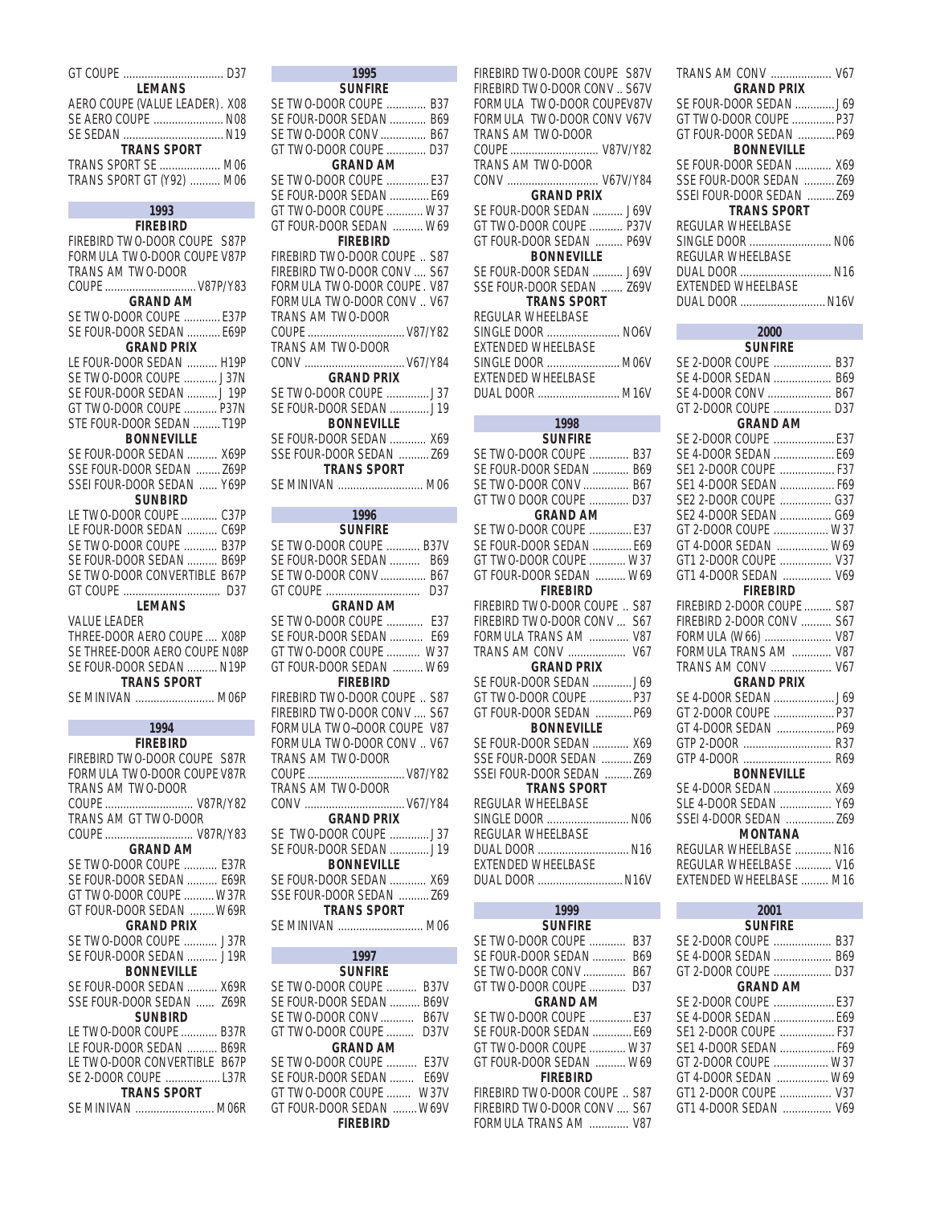GT COUPE .................................. D37

**LEMANS**

AERO COUPE (VALUE LEADER). X08
SE AERO COUPE ........................ N08
SE SEDAN .................................. N19

**TRANS SPORT**

TRANS SPORT SE ..................... M06
TRANS SPORT GT (Y92) .......... M06

## 1993

**FIREBIRD**

FIREBIRD TWO-DOOR COUPE S87P
FORMULA TWO-DOOR COUPE V87P
TRANS AM TWO-DOOR
COUPE ............................. V87P/Y83

**GRAND AM**

SE TWO-DOOR COUPE ............ E37P
SE FOUR-DOOR SEDAN ........... E69P

**GRAND PRIX**

LE FOUR-DOOR SEDAN .......... H19P
SE TWO-DOOR COUPE ........... J37N
SE FOUR-DOOR SEDAN .......... J 19P
GT TWO-DOOR COUPE ........... P37N
STE FOUR-DOOR SEDAN ......... T19P

**BONNEVILLE**

SE FOUR-DOOR SEDAN .......... X69P
SSE FOUR-DOOR SEDAN ........ Z69P
SSEI FOUR-DOOR SEDAN ...... Y69P

**SUNBIRD**

LE TWO-DOOR COUPE ............ C37P
LE FOUR-DOOR SEDAN .......... C69P
SE TWO-DOOR COUPE ........... B37P
SE FOUR-DOOR SEDAN .......... B69P
SE TWO-DOOR CONVERTIBLE B67P
GT COUPE ................................ D37

**LEMANS**

VALUE LEADER
THREE-DOOR AERO COUPE .... X08P
SE THREE-DOOR AERO COUPE N08P
SE FOUR-DOOR SEDAN .......... N19P

**TRANS SPORT**

SE MINIVAN .......................... M06P

## 1994

**FIREBIRD**

FIREBIRD TWO-DOOR COUPE S87R
FORMULA TWO-DOOR COUPE V87R
TRANS AM TWO-DOOR
COUPE ............................ V87R/Y82
TRANS AM GT TWO-DOOR
COUPE ............................ V87R/Y83

**GRAND AM**

SE TWO-DOOR COUPE ........... E37R
SE FOUR-DOOR SEDAN .......... E69R
GT TWO-DOOR COUPE .......... W37R
GT FOUR-DOOR SEDAN ........ W69R

**GRAND PRIX**

SE TWO-DOOR COUPE ........... J37R
SE FOUR-DOOR SEDAN .......... J19R

**BONNEVILLE**

SE FOUR-DOOR SEDAN .......... X69R
SSE FOUR-DOOR SEDAN ...... Z69R

**SUNBIRD**

LE TWO-DOOR COUPE ............ B37R
LE FOUR-DOOR SEDAN .......... B69R
LE TWO-DOOR CONVERTIBLE B67P
SE 2-DOOR COUPE .................. L37R

**TRANS SPORT**

SE MINIVAN .......................... M06R

## 1995

**SUNFIRE**

SE TWO-DOOR COUPE ............. B37
SE FOUR-DOOR SEDAN ............ B69
SE TWO-DOOR CONV ............... B67
GT TWO-DOOR COUPE ............. D37

**GRAND AM**

SE TWO-DOOR COUPE .............. E37
SE FOUR-DOOR SEDAN ............. E69
GT TWO-DOOR COUPE ............ W37
GT FOUR-DOOR SEDAN .......... W69

**FIREBIRD**

FIREBIRD TWO-DOOR COUPE .. S87
FIREBIRD TWO-DOOR CONV .... S67
FORMULA TWO-DOOR COUPE . V87
FORMULA TWO-DOOR CONV .. V67
TRANS AM TWO-DOOR
COUPE ................................ V87/Y82
TRANS AM TWO-DOOR
CONV ................................. V67/Y84

**GRAND PRIX**

SE TWO-DOOR COUPE .............. J37
SE FOUR-DOOR SEDAN ............. J19

**BONNEVILLE**

SE FOUR-DOOR SEDAN ............ X69
SSE FOUR-DOOR SEDAN .......... Z69

**TRANS SPORT**

SE MINIVAN ............................ M06

## 1996

**SUNFIRE**

SE TWO-DOOR COUPE ........... B37V
SE FOUR-DOOR SEDAN .......... B69
SE TWO-DOOR CONV ............... B67
GT COUPE ............................... D37

**GRAND AM**

SE TWO-DOOR COUPE ............ E37
SE FOUR-DOOR SEDAN ........... E69
GT TWO-DOOR COUPE ........... W37
GT FOUR-DOOR SEDAN .......... W69

**FIREBIRD**

FIREBIRD TWO-DOOR COUPE .. S87
FIREBIRD TWO-DOOR CONV .... S67
FORMULA TWO~DOOR COUPE V87
FORMULA TWO-DOOR CONV .. V67
TRANS AM TWO-DOOR
COUPE ................................ V87/Y82
TRANS AM TWO-DOOR
CONV ................................. V67/Y84

**GRAND PRIX**

SE TWO-DOOR COUPE ............. J37
SE FOUR-DOOR SEDAN ............. J19

**BONNEVILLE**

SE FOUR-DOOR SEDAN ............ X69
SSE FOUR-DOOR SEDAN .......... Z69

**TRANS SPORT**

SE MINIVAN ............................ M06

## 1997

**SUNFIRE**

SE TWO-DOOR COUPE .......... B37V
SE FOUR-DOOR SEDAN .......... B69V
SE TWO-DOOR CONV ........... B67V
GT TWO-DOOR COUPE ......... D37V

**GRAND AM**

SE TWO-DOOR COUPE .......... E37V
SE FOUR-DOOR SEDAN ......... E69V
GT TWO-DOOR COUPE ........ W37V
GT FOUR-DOOR SEDAN ........ W69V

**FIREBIRD**

FIREBIRD TWO-DOOR COUPE S87V
FIREBIRD TWO-DOOR CONV .. S67V
FORMULA TWO-DOOR COUPEV87V
FORMULA TWO-DOOR CONV V67V
TRANS AM TWO-DOOR
COUPE ............................. V87V/Y82
TRANS AM TWO-DOOR
CONV .............................. V67V/Y84

**GRAND PRIX**

SE FOUR-DOOR SEDAN .......... J69V
GT TWO-DOOR COUPE ........... P37V
GT FOUR-DOOR SEDAN ......... P69V

**BONNEVILLE**

SE FOUR-DOOR SEDAN .......... J69V
SSE FOUR-DOOR SEDAN ....... Z69V

**TRANS SPORT**

REGULAR WHEELBASE
SINGLE DOOR ........................ NO6V
EXTENDED WHEELBASE
SINGLE DOOR ........................ M06V
EXTENDED WHEELBASE
DUAL DOOR ........................... M16V

## 1998

**SUNFIRE**

SE TWO-DOOR COUPE ............. B37
SE FOUR-DOOR SEDAN ............ B69
SE TWO-DOOR CONV ............... B67
GT TWO DOOR COUPE ............. D37

**GRAND AM**

SE TWO-DOOR COUPE .............. E37
SE FOUR-DOOR SEDAN ............. E69
GT TWO-DOOR COUPE ............ W37
GT FOUR-DOOR SEDAN .......... W69

**FIREBIRD**

FIREBIRD TWO-DOOR COUPE .. S87
FIREBIRD TWO-DOOR CONV .. S67
FORMULA TRANS AM ............ V87
TRANS AM CONV .................. V67

**GRAND PRIX**

SE FOUR-DOOR SEDAN ............. J69
GT TWO-DOOR COUPE .............. P37
GT FOUR-DOOR SEDAN ............ P69

**BONNEVILLE**

SE FOUR-DOOR SEDAN ............ X69
SSE FOUR-DOOR SEDAN .......... Z69
SSEI FOUR-DOOR SEDAN ......... Z69

**TRANS SPORT**

REGULAR WHEELBASE
SINGLE DOOR ........................... N06
REGULAR WHEELBASE
DUAL DOOR .............................. N16
EXTENDED WHEELBASE
DUAL DOOR ............................ N16V

## 1999

**SUNFIRE**

SE TWO-DOOR COUPE ............ B37
SE FOUR-DOOR SEDAN ........... B69
SE TWO-DOOR CONV .............. B67
GT TWO-DOOR COUPE ............ D37

**GRAND AM**

SE TWO-DOOR COUPE .............. E37
SE FOUR-DOOR SEDAN ............. E69
GT TWO-DOOR COUPE ............ W37
GT FOUR-DOOR SEDAN .......... W69

**FIREBIRD**

FIREBIRD TWO-DOOR COUPE .. S87
FIREBIRD TWO-DOOR CONV .... S67
FORMULA TRANS AM ............. V87
TRANS AM CONV ..................... V67

**GRAND PRIX**

SE FOUR-DOOR SEDAN ............. J69
GT TWO-DOOR COUPE .............. P37
GT FOUR-DOOR SEDAN ............ P69

**BONNEVILLE**

SE FOUR-DOOR SEDAN ............ X69
SSE FOUR-DOOR SEDAN .......... Z69
SSEI FOUR-DOOR SEDAN ......... Z69

**TRANS SPORT**

REGULAR WHEELBASE
SINGLE DOOR ........................... N06
REGULAR WHEELBASE
DUAL DOOR .............................. N16
EXTENDED WHEELBASE
DUAL DOOR ............................ N16V

## 2000

**SUNFIRE**

SE 2-DOOR COUPE .................... B37
SE 4-DOOR SEDAN .................... B69
SE 4-DOOR CONV ...................... B67
GT 2-DOOR COUPE .................... D37

**GRAND AM**

SE 2-DOOR COUPE ..................... E37
SE 4-DOOR SEDAN ..................... E69
SE1 2-DOOR COUPE ................... F37
SE1 4-DOOR SEDAN ................... F69
SE2 2-DOOR COUPE .................. G37
SE2 4-DOOR SEDAN .................. G69
GT 2-DOOR COUPE ................... W37
GT 4-DOOR SEDAN .................. W69
GT1 2-DOOR COUPE .................. V37
GT1 4-DOOR SEDAN ................. V69

**FIREBIRD**

FIREBIRD 2-DOOR COUPE ......... S87
FIREBIRD 2-DOOR CONV .......... S67
FORMULA (W66) ...................... V87
FORMULA TRANS AM ............. V87
TRANS AM CONV ..................... V67

**GRAND PRIX**

SE 4-DOOR SEDAN ..................... J69
GT 2-DOOR COUPE ..................... P37
GT 4-DOOR SEDAN .................... P69
GTP 2-DOOR ............................. R37
GTP 4-DOOR ............................. R69

**BONNEVILLE**

SE 4-DOOR SEDAN .................... X69
SLE 4-DOOR SEDAN ................. Y69
SSEI 4-DOOR SEDAN ................ Z69

**MONTANA**

REGULAR WHEELBASE ............ N16
REGULAR WHEELBASE ............ V16
EXTENDED WHEELBASE ......... M16

## 2001

**SUNFIRE**

SE 2-DOOR COUPE .................... B37
SE 4-DOOR SEDAN .................... B69
GT 2-DOOR COUPE .................... D37

**GRAND AM**

SE 2-DOOR COUPE ..................... E37
SE 4-DOOR SEDAN ..................... E69
SE1 2-DOOR COUPE ................... F37
SE1 4-DOOR SEDAN ................... F69
GT 2-DOOR COUPE ................... W37
GT 4-DOOR SEDAN .................. W69
GT1 2-DOOR COUPE .................. V37
GT1 4-DOOR SEDAN ................. V69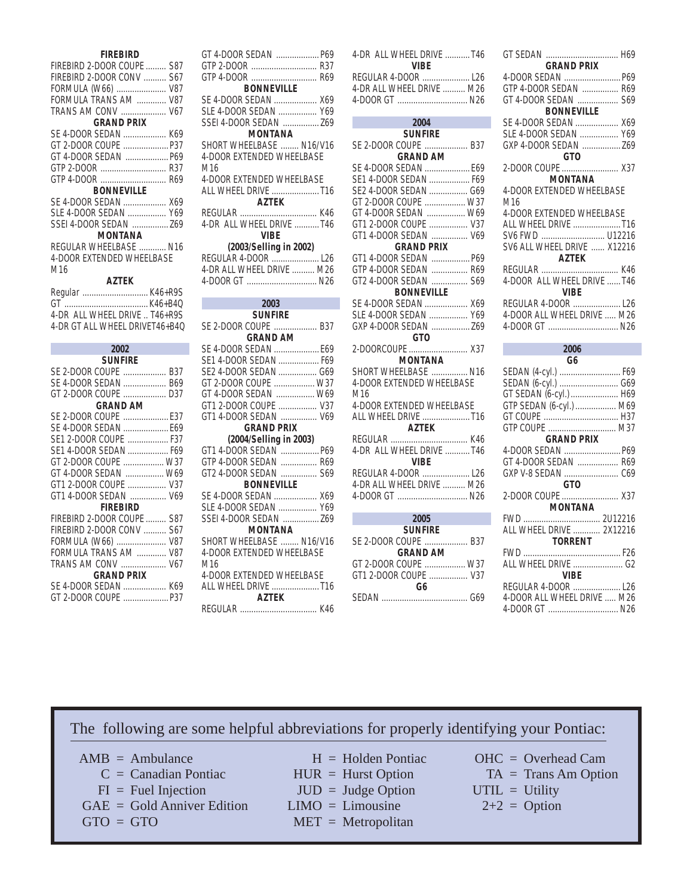**FIREBIRD**

FIREBIRD 2-DOOR COUPE ......... S87
FIREBIRD 2-DOOR CONV .......... S67
FORMULA (W66) ...................... V87
FORMULA TRANS AM ............. V87
TRANS AM CONV .................... V67

**GRAND PRIX**

SE 4-DOOR SEDAN ................... K69
GT 2-DOOR COUPE .................... P37
GT 4-DOOR SEDAN ................... P69
GTP 2-DOOR ............................. R37
GTP 4-DOOR ............................. R69

**BONNEVILLE**

SE 4-DOOR SEDAN ................... X69
SLE 4-DOOR SEDAN ................. Y69
SSEI 4-DOOR SEDAN ................ Z69

**MONTANA**

REGULAR WHEELBASE ............ N16
4-DOOR EXTENDED WHEELBASE M16

**AZTEK**

Regular ............................ K46+R9S
GT ..................................... K46+B4Q
4-DR ALL WHEEL DRIVE .. T46+R9S
4-DR GT ALL WHEEL DRIVET46+B4Q

## 2002

**SUNFIRE**

SE 2-DOOR COUPE ................... B37
SE 4-DOOR SEDAN ................... B69
GT 2-DOOR COUPE ................... D37

**GRAND AM**

SE 2-DOOR COUPE .................... E37
SE 4-DOOR SEDAN .................... E69
SE1 2-DOOR COUPE .................. F37
SE1 4-DOOR SEDAN .................. F69
GT 2-DOOR COUPE .................. W37
GT 4-DOOR SEDAN ................. W69
GT1 2-DOOR COUPE ................. V37
GT1 4-DOOR SEDAN ................ V69

**FIREBIRD**

FIREBIRD 2-DOOR COUPE ......... S87
FIREBIRD 2-DOOR CONV .......... S67
FORMULA (W66) ...................... V87
FORMULA TRANS AM ............. V87
TRANS AM CONV .................... V67

**GRAND PRIX**

SE 4-DOOR SEDAN ................... K69
GT 2-DOOR COUPE .................... P37
GT 4-DOOR SEDAN ................... P69
GTP 2-DOOR ............................. R37
GTP 4-DOOR ............................. R69

**BONNEVILLE**

SE 4-DOOR SEDAN ................... X69
SLE 4-DOOR SEDAN ................. Y69
SSEI 4-DOOR SEDAN ................ Z69

**MONTANA**

SHORT WHEELBASE ........ N16/V16
4-DOOR EXTENDED WHEELBASE M16
4-DOOR EXTENDED WHEELBASE ALL WHEEL DRIVE ..................... T16

**AZTEK**

REGULAR .................................. K46
4-DR ALL WHEEL DRIVE ........... T46

**VIBE**
**(2003/Selling in 2002)**

REGULAR 4-DOOR ..................... L26
4-DR ALL WHEEL DRIVE .......... M26
4-DOOR GT ............................... N26

## 2003

**SUNFIRE**

SE 2-DOOR COUPE ................... B37

**GRAND AM**

SE 4-DOOR SEDAN .................... E69
SE1 4-DOOR SEDAN .................. F69
SE2 4-DOOR SEDAN ................. G69
GT 2-DOOR COUPE .................. W37
GT 4-DOOR SEDAN ................. W69
GT1 2-DOOR COUPE ................. V37
GT1 4-DOOR SEDAN ................ V69

**GRAND PRIX**
**(2004/Selling in 2003)**

GT1 4-DOOR SEDAN ................. P69
GTP 4-DOOR SEDAN ................ R69
GT2 4-DOOR SEDAN ................ S69

**BONNEVILLE**

SE 4-DOOR SEDAN ................... X69
SLE 4-DOOR SEDAN ................. Y69
SSEI 4-DOOR SEDAN ................ Z69

**MONTANA**

SHORT WHEELBASE ........ N16/V16
4-DOOR EXTENDED WHEELBASE M16
4-DOOR EXTENDED WHEELBASE ALL WHEEL DRIVE ..................... T16

**AZTEK**

REGULAR .................................. K46
4-DR ALL WHEEL DRIVE ........... T46

**VIBE**

REGULAR 4-DOOR ..................... L26
4-DR ALL WHEEL DRIVE .......... M26
4-DOOR GT ............................... N26

## 2004

**SUNFIRE**

SE 2-DOOR COUPE ................... B37

**GRAND AM**

SE 4-DOOR SEDAN .................... E69
SE1 4-DOOR SEDAN .................. F69
SE2 4-DOOR SEDAN ................. G69
GT 2-DOOR COUPE .................. W37
GT 4-DOOR SEDAN ................. W69
GT1 2-DOOR COUPE ................. V37
GT1 4-DOOR SEDAN ................ V69

**GRAND PRIX**

GT1 4-DOOR SEDAN ................. P69
GTP 4-DOOR SEDAN ................ R69
GT2 4-DOOR SEDAN ................ S69

**BONNEVILLE**

SE 4-DOOR SEDAN ................... X69
SLE 4-DOOR SEDAN ................. Y69
GXP 4-DOOR SEDAN ................ Z69

**GTO**

2-DOORCOUPE .......................... X37

**MONTANA**

SHORT WHEELBASE ................ N16
4-DOOR EXTENDED WHEELBASE M16
4-DOOR EXTENDED WHEELBASE ALL WHEEL DRIVE ..................... T16

**AZTEK**

REGULAR .................................. K46
4-DR ALL WHEEL DRIVE ........... T46

**VIBE**

REGULAR 4-DOOR ..................... L26
4-DR ALL WHEEL DRIVE .......... M26
4-DOOR GT ............................... N26

## 2005

**SUNFIRE**

SE 2-DOOR COUPE ................... B37

**GRAND AM**

GT 2-DOOR COUPE .................. W37
GT1 2-DOOR COUPE ................. V37

**G6**

SEDAN ...................................... G69
GT SEDAN ................................ H69

**GRAND PRIX**

4-DOOR SEDAN ......................... P69
GTP 4-DOOR SEDAN ................ R69
GT 4-DOOR SEDAN .................. S69

**BONNEVILLE**

SE 4-DOOR SEDAN ................... X69
SLE 4-DOOR SEDAN ................. Y69
GXP 4-DOOR SEDAN ................ Z69

**GTO**

2-DOOR COUPE ......................... X37

**MONTANA**

4-DOOR EXTENDED WHEELBASE M16
4-DOOR EXTENDED WHEELBASE ALL WHEEL DRIVE ..................... T16
SV6 FWD ............................ U12216
SV6 ALL WHEEL DRIVE ...... X12216

**AZTEK**

REGULAR .................................. K46
4-DOOR ALL WHEEL DRIVE ...... T46

**VIBE**

REGULAR 4-DOOR ..................... L26
4-DOOR ALL WHEEL DRIVE ..... M26
4-DOOR GT ............................... N26

## 2006

**G6**

SEDAN (4-cyl.) ........................... F69
SEDAN (6-cyl.) .......................... G69
GT SEDAN (6-cyl.) ..................... H69
GTP SEDAN (6-cyl.) .................. M69
GT COUPE ................................. H37
GTP COUPE .............................. M37

**GRAND PRIX**

4-DOOR SEDAN ......................... P69
GT 4-DOOR SEDAN .................. R69
GXP V-8 SEDAN ........................ C69

**GTO**

2-DOOR COUPE ......................... X37

**MONTANA**

FWD .................................. 2U12216
ALL WHEEL DRIVE ............ 2X12216

**TORRENT**

FWD ........................................... F26
ALL WHEEL DRIVE ...................... G2

**VIBE**

REGULAR 4-DOOR ..................... L26
4-DOOR ALL WHEEL DRIVE ..... M26
4-DOOR GT ............................... N26

---

The following are some helpful abbreviations for properly identifying your Pontiac:

AMB = Ambulance
C = Canadian Pontiac
FI = Fuel Injection
GAE = Gold Anniver Edition
GTO = GTO
H = Holden Pontiac
HUR = Hurst Option
JUD = Judge Option
LIMO = Limousine
MET = Metropolitan
OHC = Overhead Cam
TA = Trans Am Option
UTIL = Utility
2+2 = Option